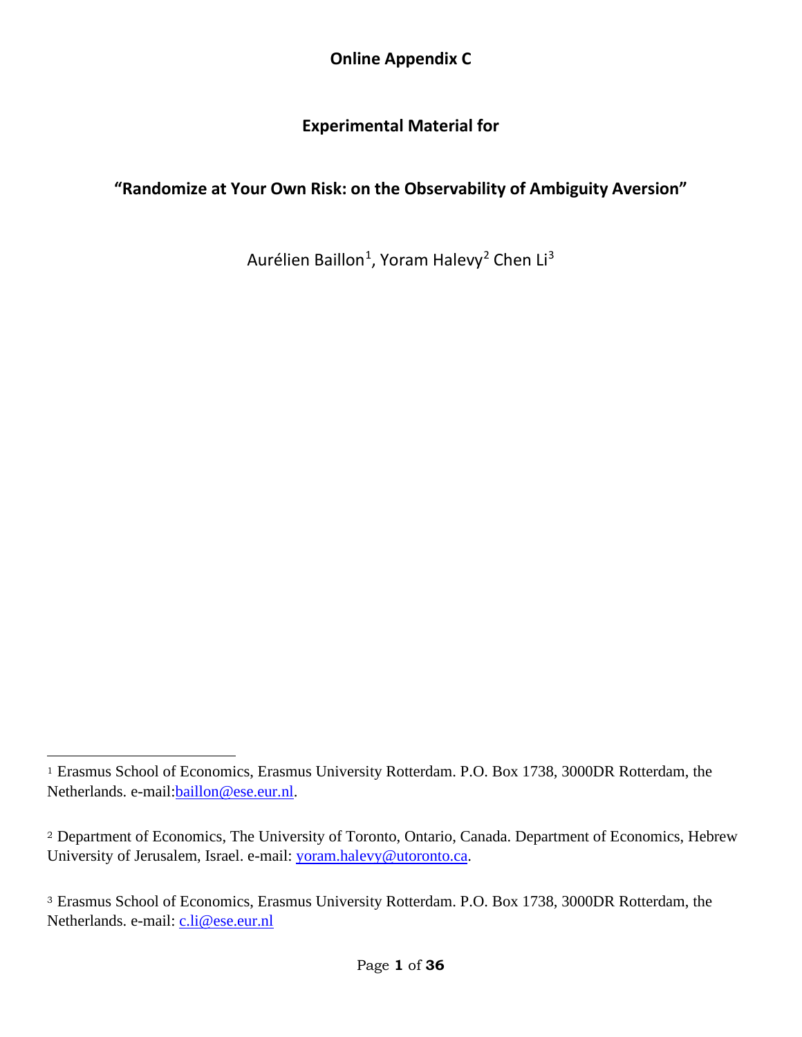# Online Appendix C

## Experimental Material for

## "Randomize at Your Own Risk: on the Observability of Ambiguity Aversion"

Aurélien Baillon[1], Yoram Halevy[2] Chen Li[3]

---

[1] Erasmus School of Economics, Erasmus University Rotterdam. P.O. Box 1738, 3000DR Rotterdam, the Netherlands. e-mail:baillon@ese.eur.nl.

[2] Department of Economics, The University of Toronto, Ontario, Canada. Department of Economics, Hebrew University of Jerusalem, Israel. e-mail: yoram.halevy@utoronto.ca.

[3] Erasmus School of Economics, Erasmus University Rotterdam. P.O. Box 1738, 3000DR Rotterdam, the Netherlands. e-mail: c.li@ese.eur.nl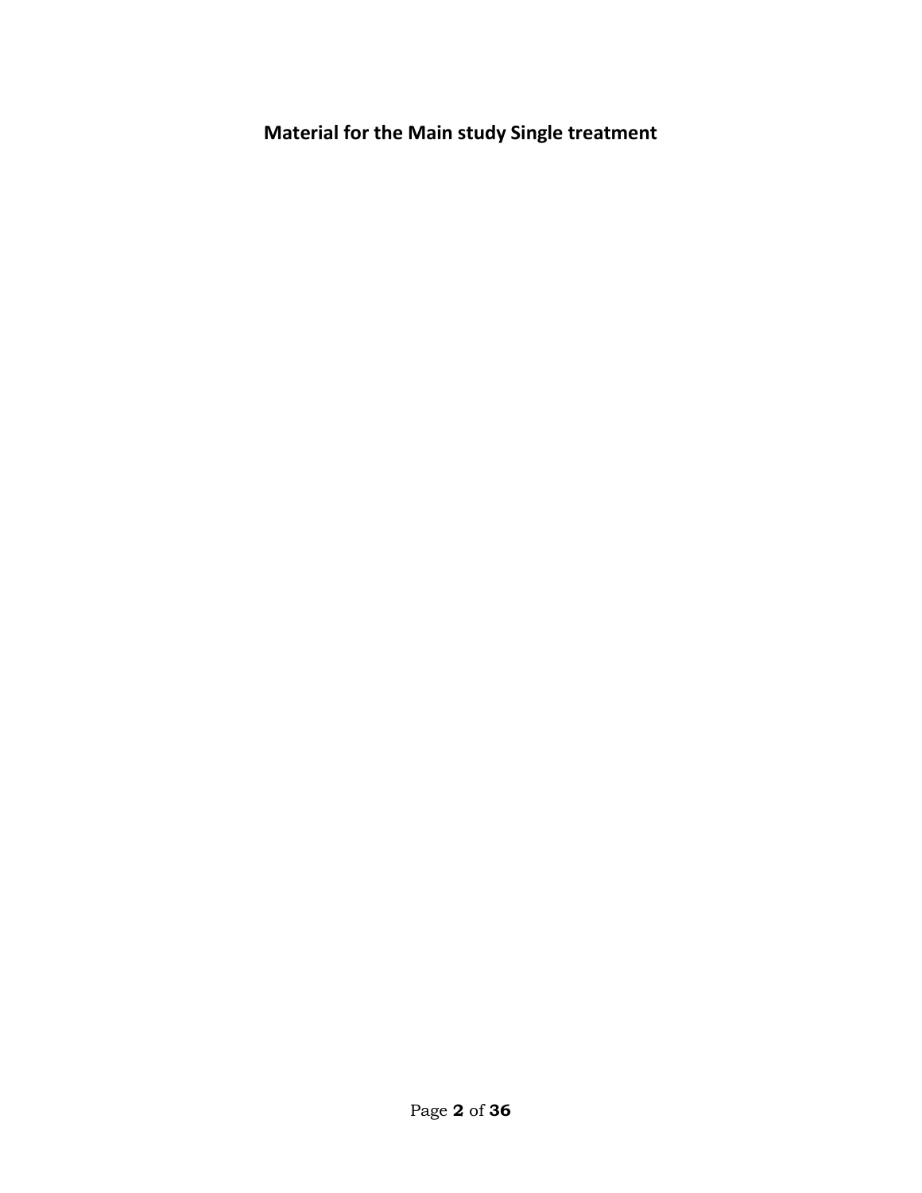# Material for the Main study Single treatment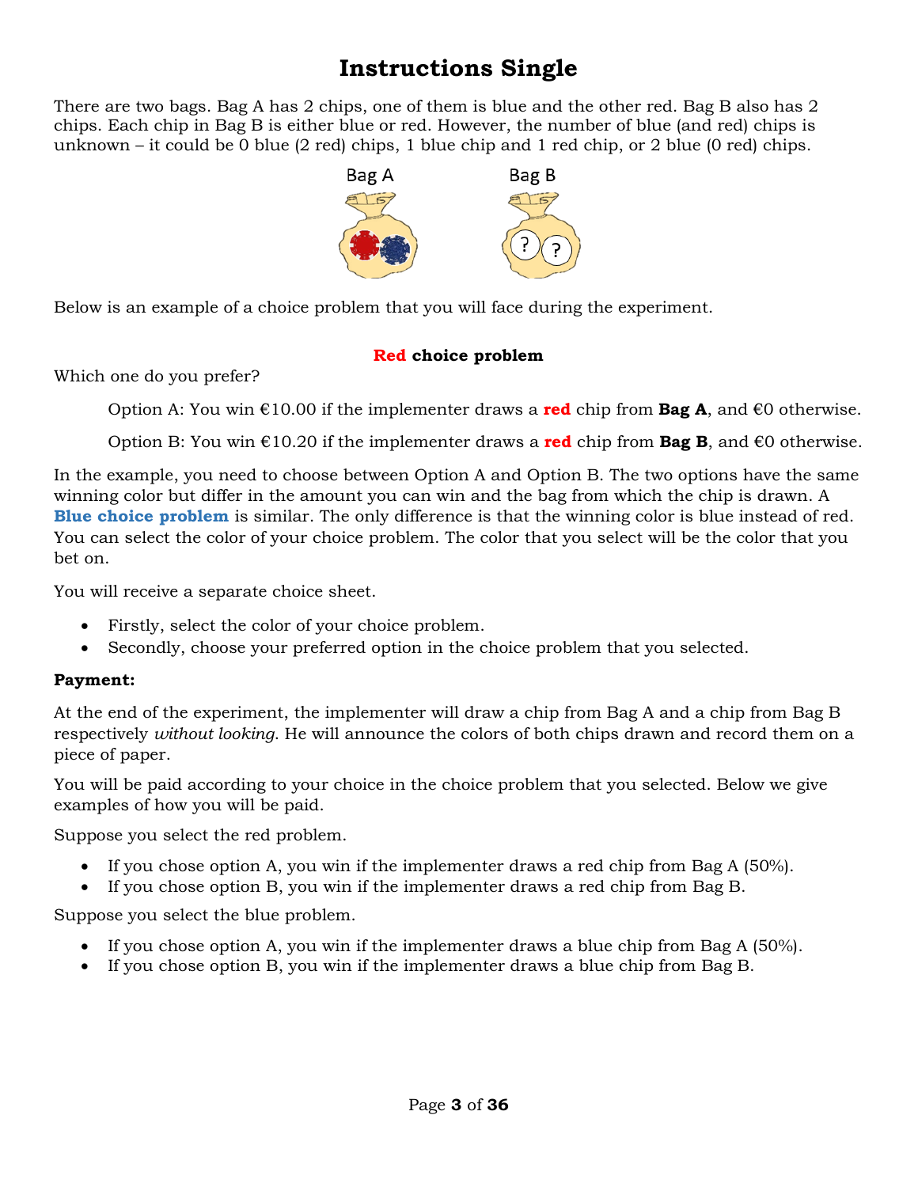# Instructions Single

There are two bags. Bag A has 2 chips, one of them is blue and the other red. Bag B also has 2 chips. Each chip in Bag B is either blue or red. However, the number of blue (and red) chips is unknown – it could be 0 blue (2 red) chips, 1 blue chip and 1 red chip, or 2 blue (0 red) chips.

Bag A          Bag B

Below is an example of a choice problem that you will face during the experiment.

**Red choice problem**

Which one do you prefer?

> Option A: You win €10.00 if the implementer draws a **red** chip from **Bag A**, and €0 otherwise.
>
> Option B: You win €10.20 if the implementer draws a **red** chip from **Bag B**, and €0 otherwise.

In the example, you need to choose between Option A and Option B. The two options have the same winning color but differ in the amount you can win and the bag from which the chip is drawn. A **Blue choice problem** is similar. The only difference is that the winning color is blue instead of red. You can select the color of your choice problem. The color that you select will be the color that you bet on.

You will receive a separate choice sheet.

- Firstly, select the color of your choice problem.
- Secondly, choose your preferred option in the choice problem that you selected.

**Payment:**

At the end of the experiment, the implementer will draw a chip from Bag A and a chip from Bag B respectively *without looking.* He will announce the colors of both chips drawn and record them on a piece of paper.

You will be paid according to your choice in the choice problem that you selected. Below we give examples of how you will be paid.

Suppose you select the red problem.

- If you chose option A, you win if the implementer draws a red chip from Bag A (50%).
- If you chose option B, you win if the implementer draws a red chip from Bag B.

Suppose you select the blue problem.

- If you chose option A, you win if the implementer draws a blue chip from Bag A (50%).
- If you chose option B, you win if the implementer draws a blue chip from Bag B.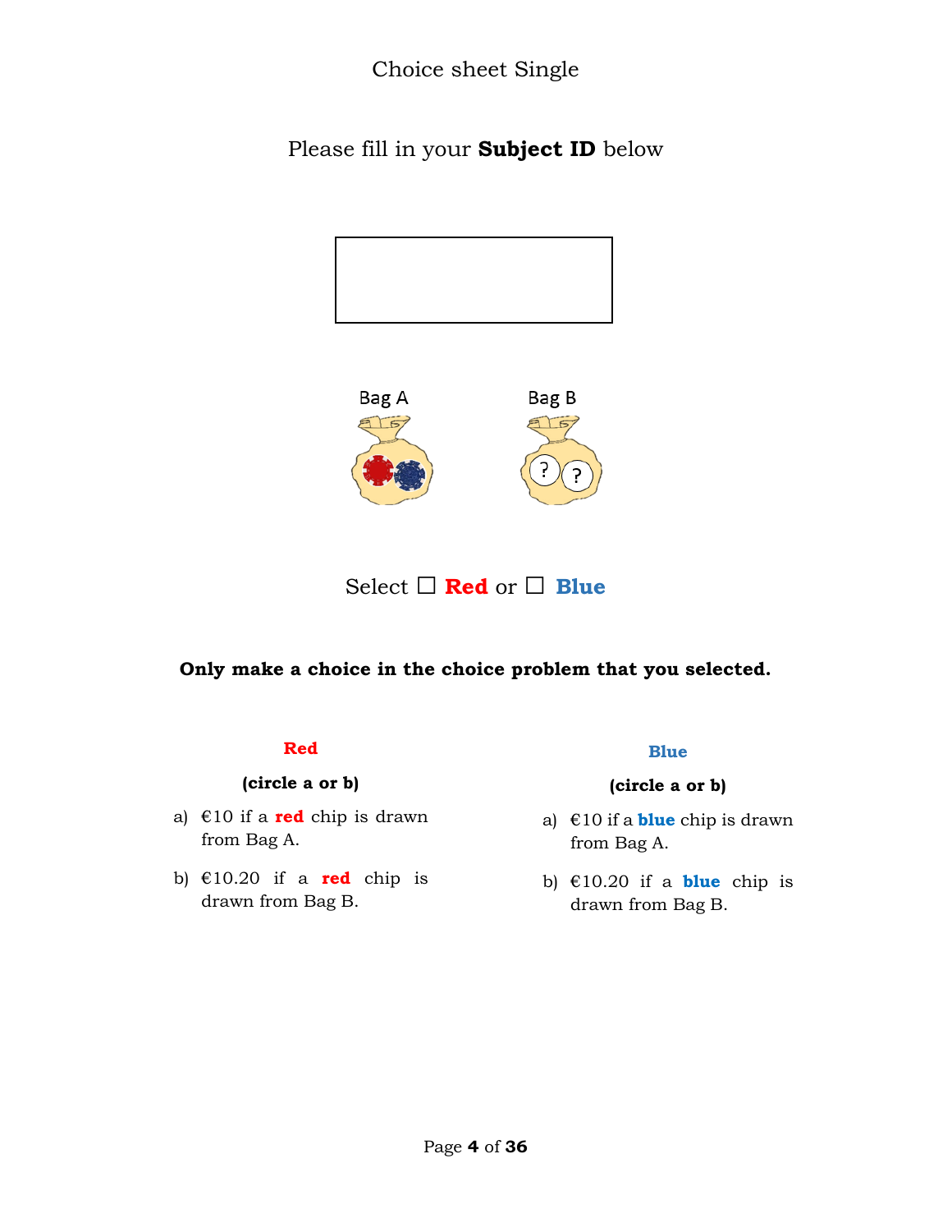Choice sheet Single

Please fill in your **Subject ID** below

Bag A Bag B

Select ☐ **Red** or ☐ **Blue**

**Only make a choice in the choice problem that you selected.**

**Red**

**(circle a or b)**

a) €10 if a **red** chip is drawn from Bag A.

b) €10.20 if a **red** chip is drawn from Bag B.

**Blue**

**(circle a or b)**

a) €10 if a **blue** chip is drawn from Bag A.

b) €10.20 if a **blue** chip is drawn from Bag B.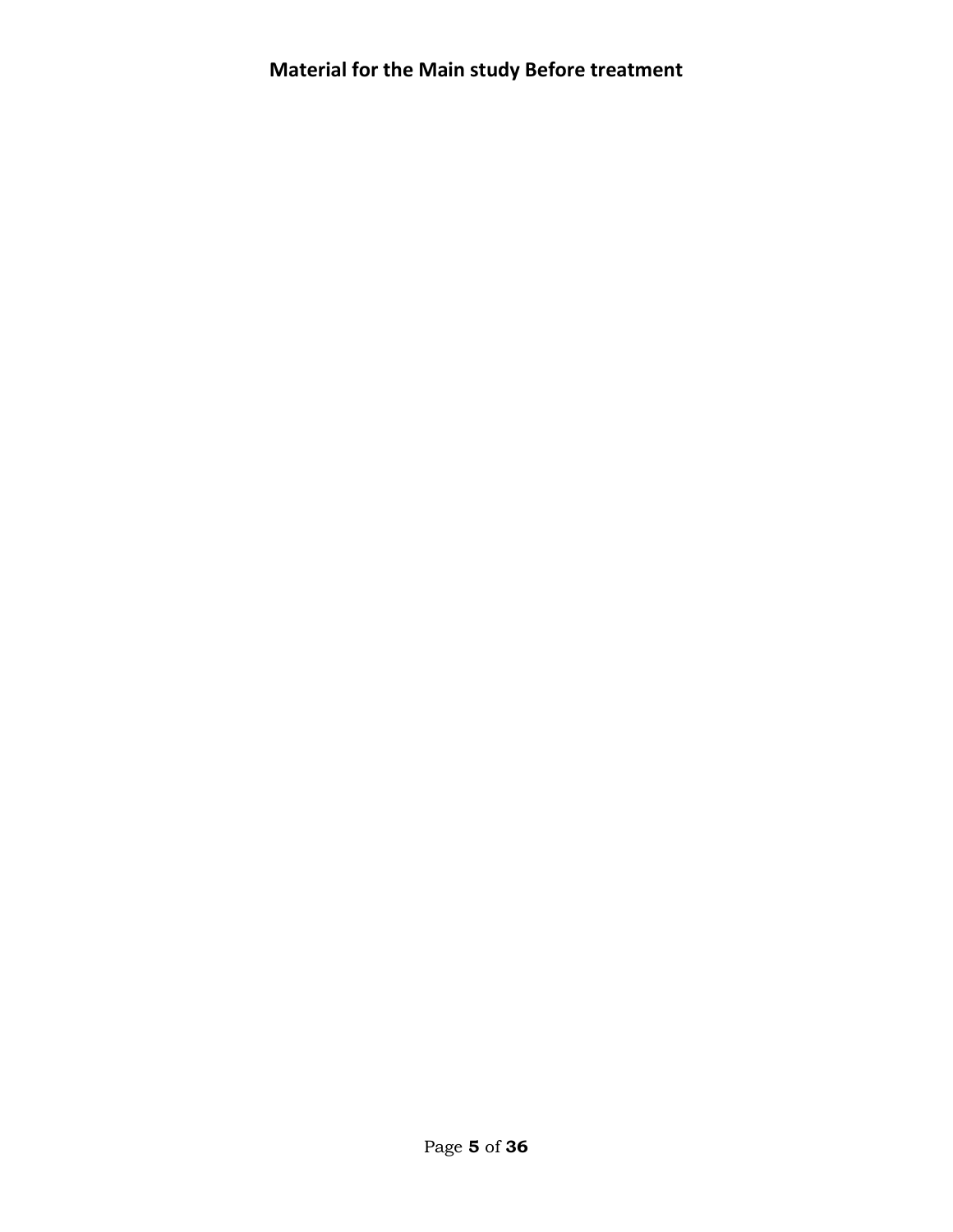# Material for the Main study Before treatment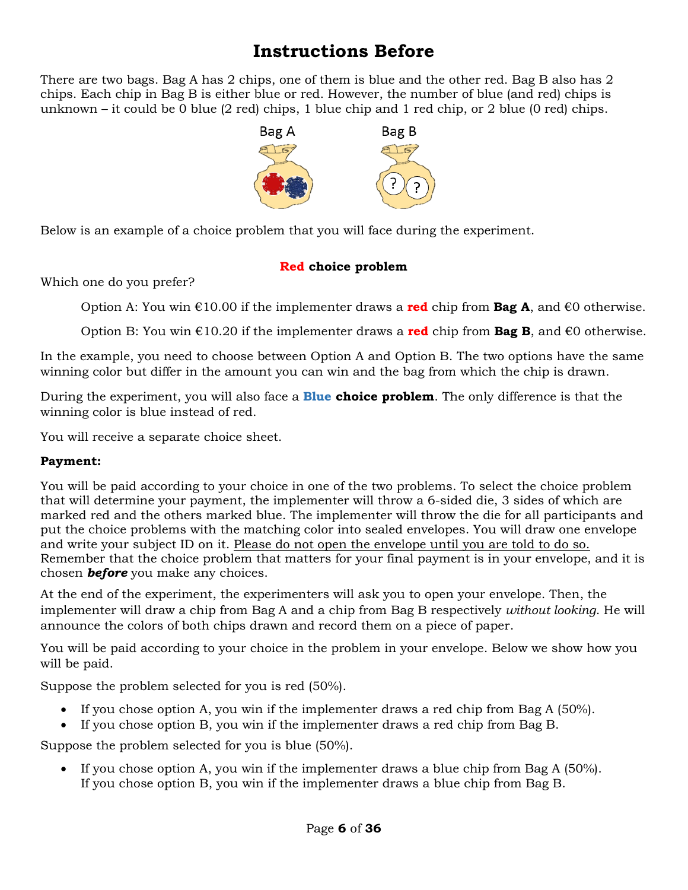# Instructions Before

There are two bags. Bag A has 2 chips, one of them is blue and the other red. Bag B also has 2 chips. Each chip in Bag B is either blue or red. However, the number of blue (and red) chips is unknown – it could be 0 blue (2 red) chips, 1 blue chip and 1 red chip, or 2 blue (0 red) chips.

Bag A Bag B

Below is an example of a choice problem that you will face during the experiment.

**Red choice problem**

Which one do you prefer?

> Option A: You win €10.00 if the implementer draws a **red** chip from **Bag A**, and €0 otherwise.
>
> Option B: You win €10.20 if the implementer draws a **red** chip from **Bag B**, and €0 otherwise.

In the example, you need to choose between Option A and Option B. The two options have the same winning color but differ in the amount you can win and the bag from which the chip is drawn.

During the experiment, you will also face a **Blue choice problem**. The only difference is that the winning color is blue instead of red.

You will receive a separate choice sheet.

**Payment:**

You will be paid according to your choice in one of the two problems. To select the choice problem that will determine your payment, the implementer will throw a 6-sided die, 3 sides of which are marked red and the others marked blue. The implementer will throw the die for all participants and put the choice problems with the matching color into sealed envelopes. You will draw one envelope and write your subject ID on it. Please do not open the envelope until you are told to do so. Remember that the choice problem that matters for your final payment is in your envelope, and it is chosen ***before*** you make any choices.

At the end of the experiment, the experimenters will ask you to open your envelope. Then, the implementer will draw a chip from Bag A and a chip from Bag B respectively *without looking.* He will announce the colors of both chips drawn and record them on a piece of paper.

You will be paid according to your choice in the problem in your envelope. Below we show how you will be paid.

Suppose the problem selected for you is red (50%).

- If you chose option A, you win if the implementer draws a red chip from Bag A (50%).
- If you chose option B, you win if the implementer draws a red chip from Bag B.

Suppose the problem selected for you is blue (50%).

- If you chose option A, you win if the implementer draws a blue chip from Bag A (50%).
  If you chose option B, you win if the implementer draws a blue chip from Bag B.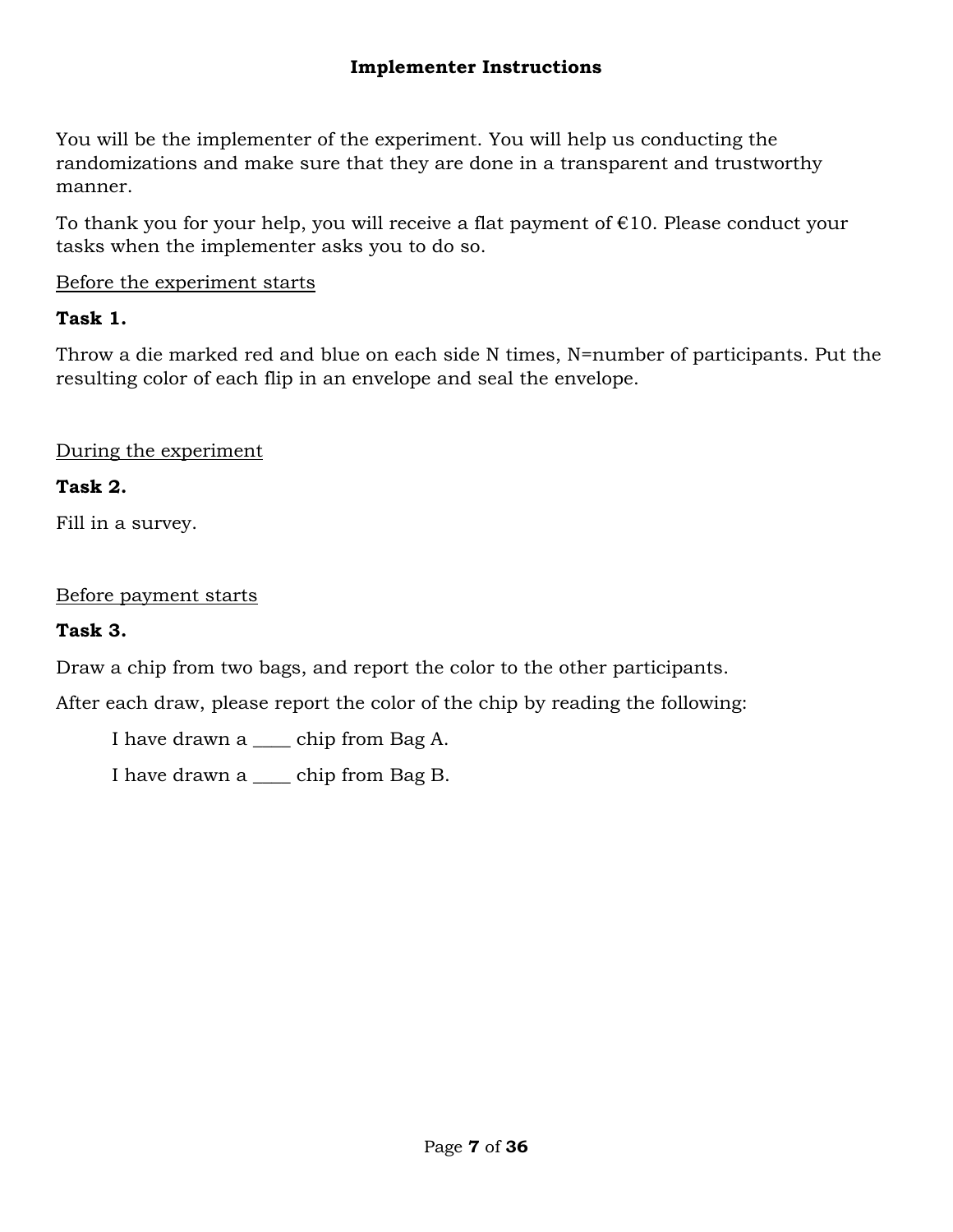## Implementer Instructions

You will be the implementer of the experiment. You will help us conducting the randomizations and make sure that they are done in a transparent and trustworthy manner.

To thank you for your help, you will receive a flat payment of €10. Please conduct your tasks when the implementer asks you to do so.

<u>Before the experiment starts</u>

**Task 1.**

Throw a die marked red and blue on each side N times, N=number of participants. Put the resulting color of each flip in an envelope and seal the envelope.

<u>During the experiment</u>

**Task 2.**

Fill in a survey.

<u>Before payment starts</u>

**Task 3.**

Draw a chip from two bags, and report the color to the other participants.

After each draw, please report the color of the chip by reading the following:

> I have drawn a ____ chip from Bag A.
>
> I have drawn a ____ chip from Bag B.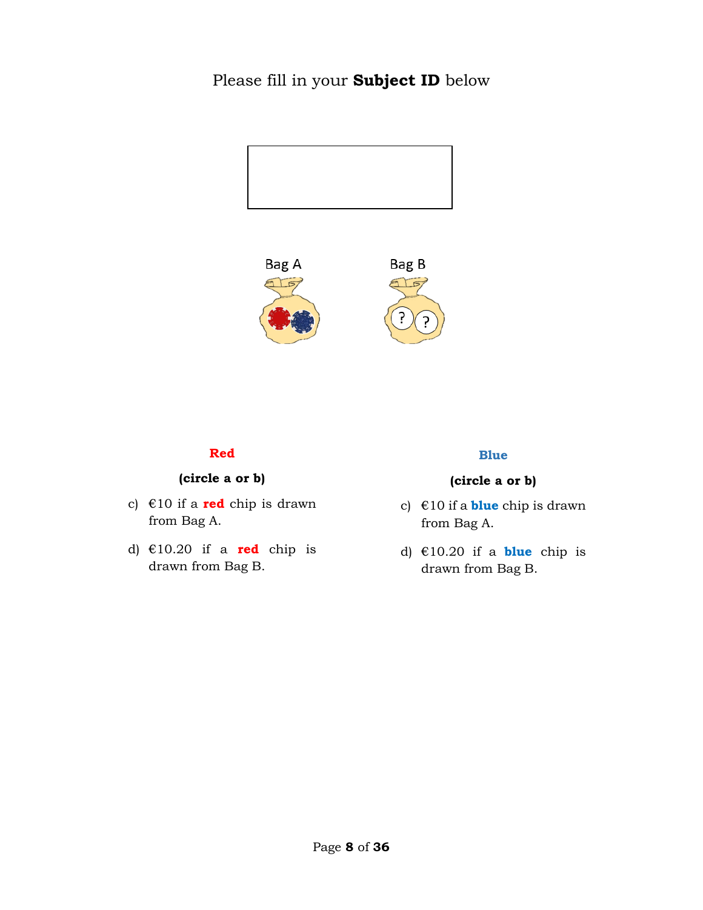Please fill in your **Subject ID** below

Bag A

Bag B

**Red**

**(circle a or b)**

c) €10 if a **red** chip is drawn from Bag A.

d) €10.20 if a **red** chip is drawn from Bag B.

**Blue**

**(circle a or b)**

c) €10 if a **blue** chip is drawn from Bag A.

d) €10.20 if a **blue** chip is drawn from Bag B.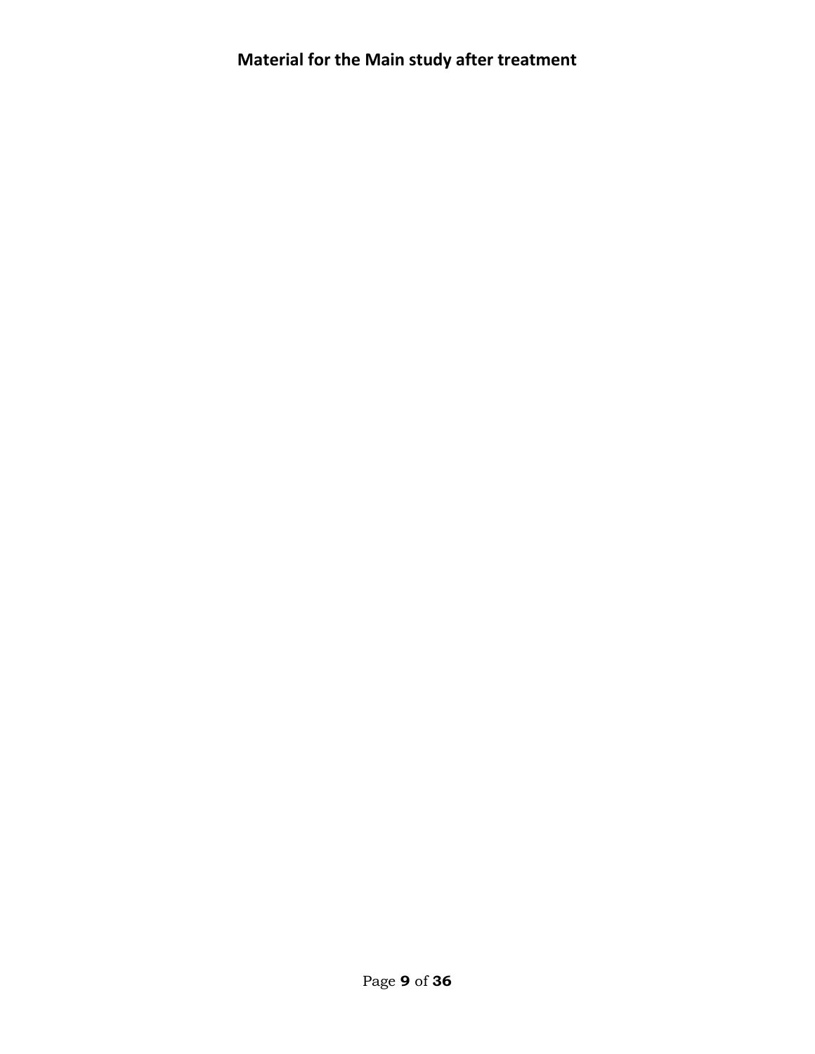# Material for the Main study after treatment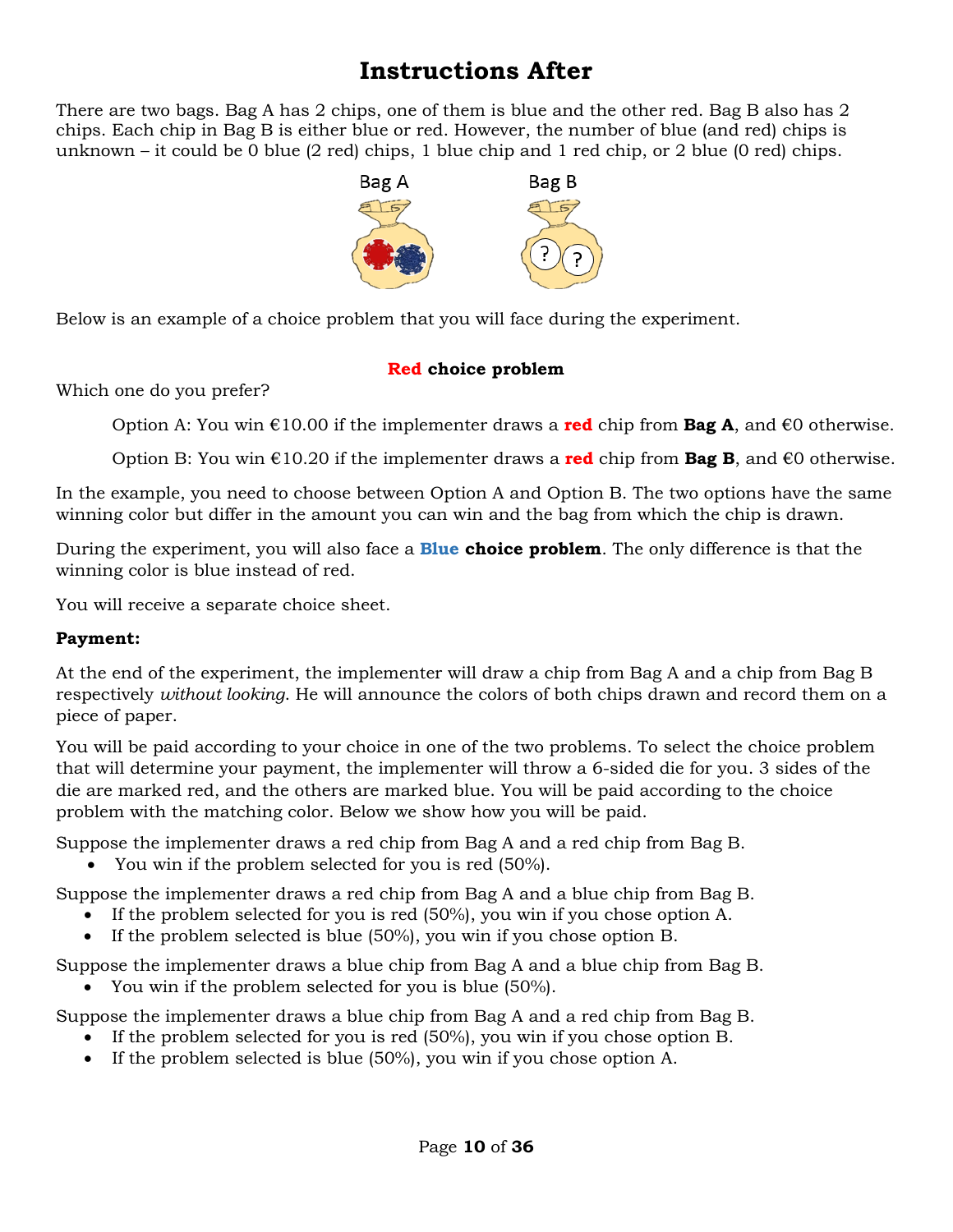# Instructions After

There are two bags. Bag A has 2 chips, one of them is blue and the other red. Bag B also has 2 chips. Each chip in Bag B is either blue or red. However, the number of blue (and red) chips is unknown – it could be 0 blue (2 red) chips, 1 blue chip and 1 red chip, or 2 blue (0 red) chips.

Bag A　　　Bag B

Below is an example of a choice problem that you will face during the experiment.

**Red choice problem**

Which one do you prefer?

> Option A: You win €10.00 if the implementer draws a **red** chip from **Bag A**, and €0 otherwise.
>
> Option B: You win €10.20 if the implementer draws a **red** chip from **Bag B**, and €0 otherwise.

In the example, you need to choose between Option A and Option B. The two options have the same winning color but differ in the amount you can win and the bag from which the chip is drawn.

During the experiment, you will also face a **Blue choice problem**. The only difference is that the winning color is blue instead of red.

You will receive a separate choice sheet.

**Payment:**

At the end of the experiment, the implementer will draw a chip from Bag A and a chip from Bag B respectively *without looking*. He will announce the colors of both chips drawn and record them on a piece of paper.

You will be paid according to your choice in one of the two problems. To select the choice problem that will determine your payment, the implementer will throw a 6-sided die for you. 3 sides of the die are marked red, and the others are marked blue. You will be paid according to the choice problem with the matching color. Below we show how you will be paid.

Suppose the implementer draws a red chip from Bag A and a red chip from Bag B.

- You win if the problem selected for you is red (50%).

Suppose the implementer draws a red chip from Bag A and a blue chip from Bag B.

- If the problem selected for you is red (50%), you win if you chose option A.
- If the problem selected is blue (50%), you win if you chose option B.

Suppose the implementer draws a blue chip from Bag A and a blue chip from Bag B.

- You win if the problem selected for you is blue (50%).

Suppose the implementer draws a blue chip from Bag A and a red chip from Bag B.

- If the problem selected for you is red (50%), you win if you chose option B.
- If the problem selected is blue (50%), you win if you chose option A.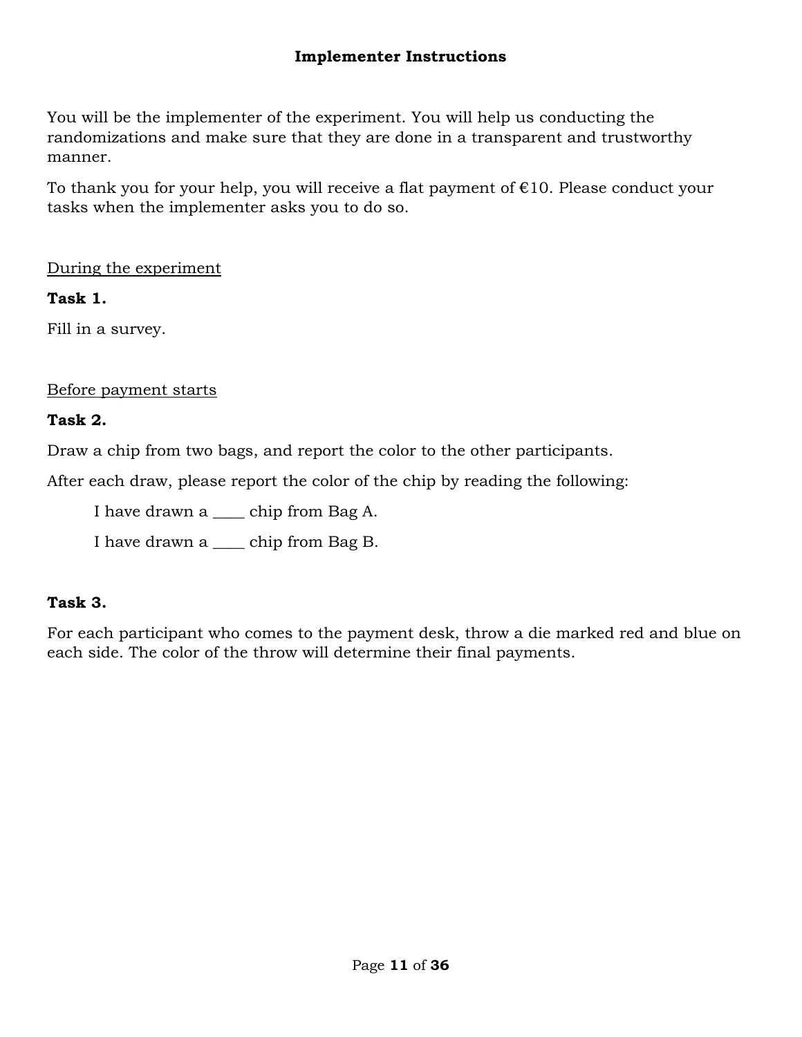## Implementer Instructions

You will be the implementer of the experiment. You will help us conducting the randomizations and make sure that they are done in a transparent and trustworthy manner.

To thank you for your help, you will receive a flat payment of €10. Please conduct your tasks when the implementer asks you to do so.

<u>During the experiment</u>

**Task 1.**

Fill in a survey.

<u>Before payment starts</u>

**Task 2.**

Draw a chip from two bags, and report the color to the other participants.

After each draw, please report the color of the chip by reading the following:

> I have drawn a ____ chip from Bag A.
>
> I have drawn a ____ chip from Bag B.

**Task 3.**

For each participant who comes to the payment desk, throw a die marked red and blue on each side. The color of the throw will determine their final payments.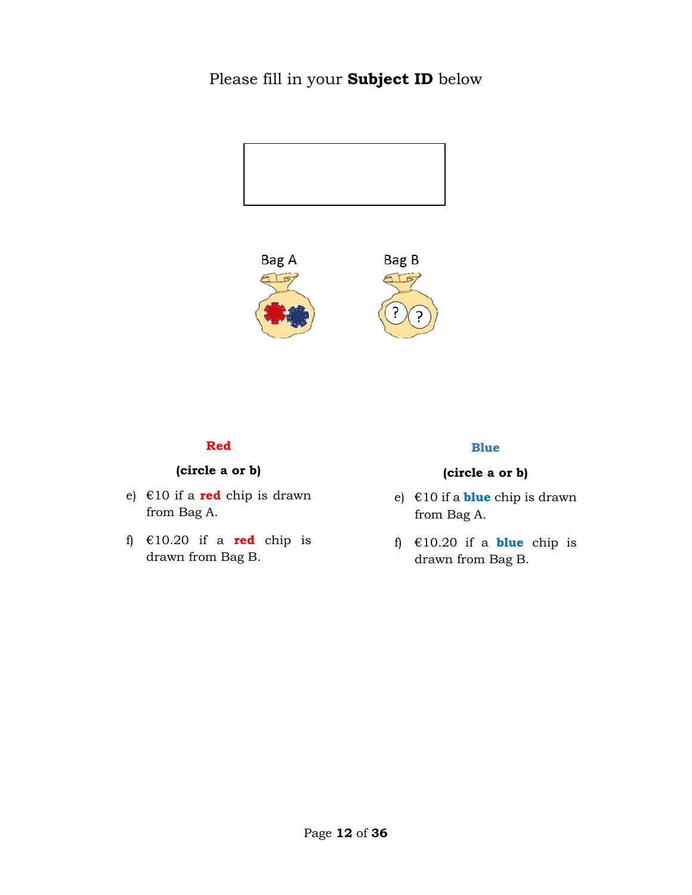Please fill in your **Subject ID** below

Bag A

Bag B

**Red**

**(circle a or b)**

e) €10 if a **red** chip is drawn from Bag A.

f) €10.20 if a **red** chip is drawn from Bag B.

**Blue**

**(circle a or b)**

e) €10 if a **blue** chip is drawn from Bag A.

f) €10.20 if a **blue** chip is drawn from Bag B.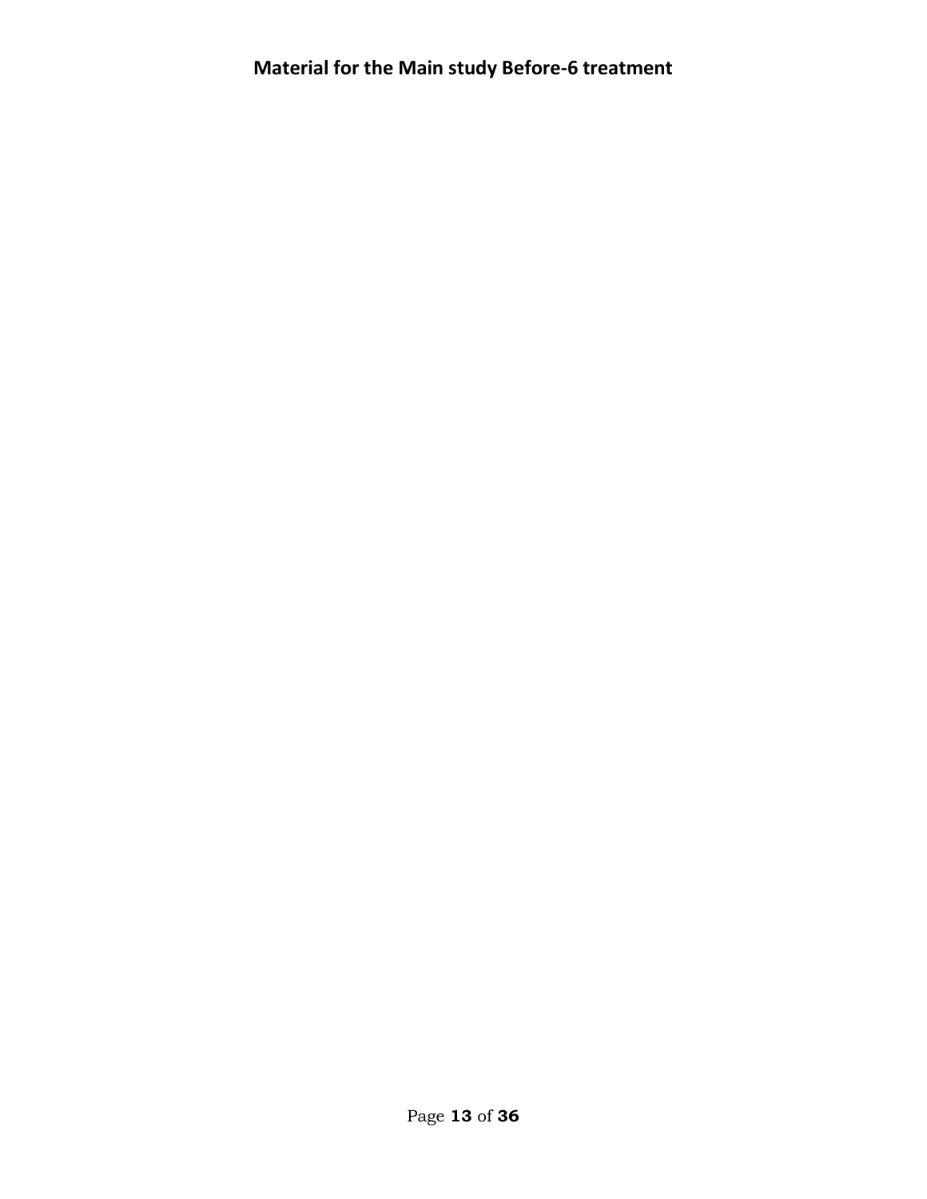# Material for the Main study Before-6 treatment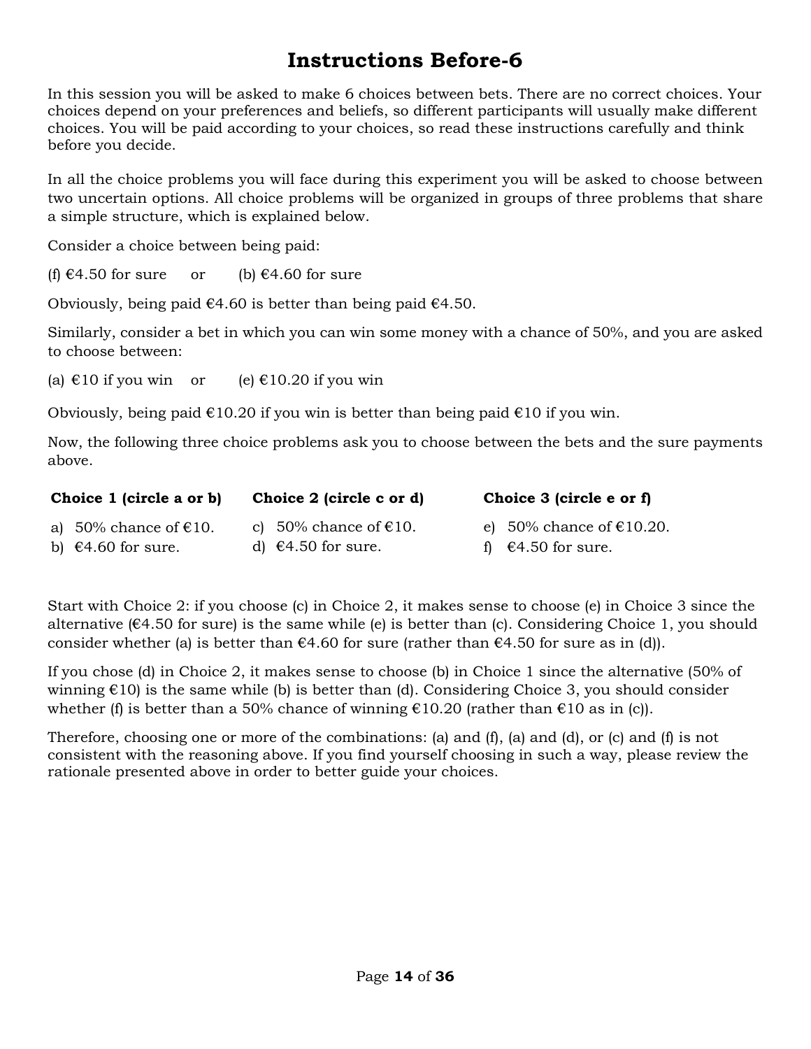# Instructions Before-6

In this session you will be asked to make 6 choices between bets. There are no correct choices. Your choices depend on your preferences and beliefs, so different participants will usually make different choices. You will be paid according to your choices, so read these instructions carefully and think before you decide.

In all the choice problems you will face during this experiment you will be asked to choose between two uncertain options. All choice problems will be organized in groups of three problems that share a simple structure, which is explained below.

Consider a choice between being paid:

(f) €4.50 for sure or (b) €4.60 for sure

Obviously, being paid €4.60 is better than being paid €4.50.

Similarly, consider a bet in which you can win some money with a chance of 50%, and you are asked to choose between:

(a) €10 if you win or (e) €10.20 if you win

Obviously, being paid €10.20 if you win is better than being paid €10 if you win.

Now, the following three choice problems ask you to choose between the bets and the sure payments above.

| **Choice 1 (circle a or b)** | **Choice 2 (circle c or d)** | **Choice 3 (circle e or f)** |
|---|---|---|
| a) 50% chance of €10. | c) 50% chance of €10. | e) 50% chance of €10.20. |
| b) €4.60 for sure. | d) €4.50 for sure. | f) €4.50 for sure. |

Start with Choice 2: if you choose (c) in Choice 2, it makes sense to choose (e) in Choice 3 since the alternative (€4.50 for sure) is the same while (e) is better than (c). Considering Choice 1, you should consider whether (a) is better than €4.60 for sure (rather than €4.50 for sure as in (d)).

If you chose (d) in Choice 2, it makes sense to choose (b) in Choice 1 since the alternative (50% of winning €10) is the same while (b) is better than (d). Considering Choice 3, you should consider whether (f) is better than a 50% chance of winning €10.20 (rather than €10 as in (c)).

Therefore, choosing one or more of the combinations: (a) and (f), (a) and (d), or (c) and (f) is not consistent with the reasoning above. If you find yourself choosing in such a way, please review the rationale presented above in order to better guide your choices.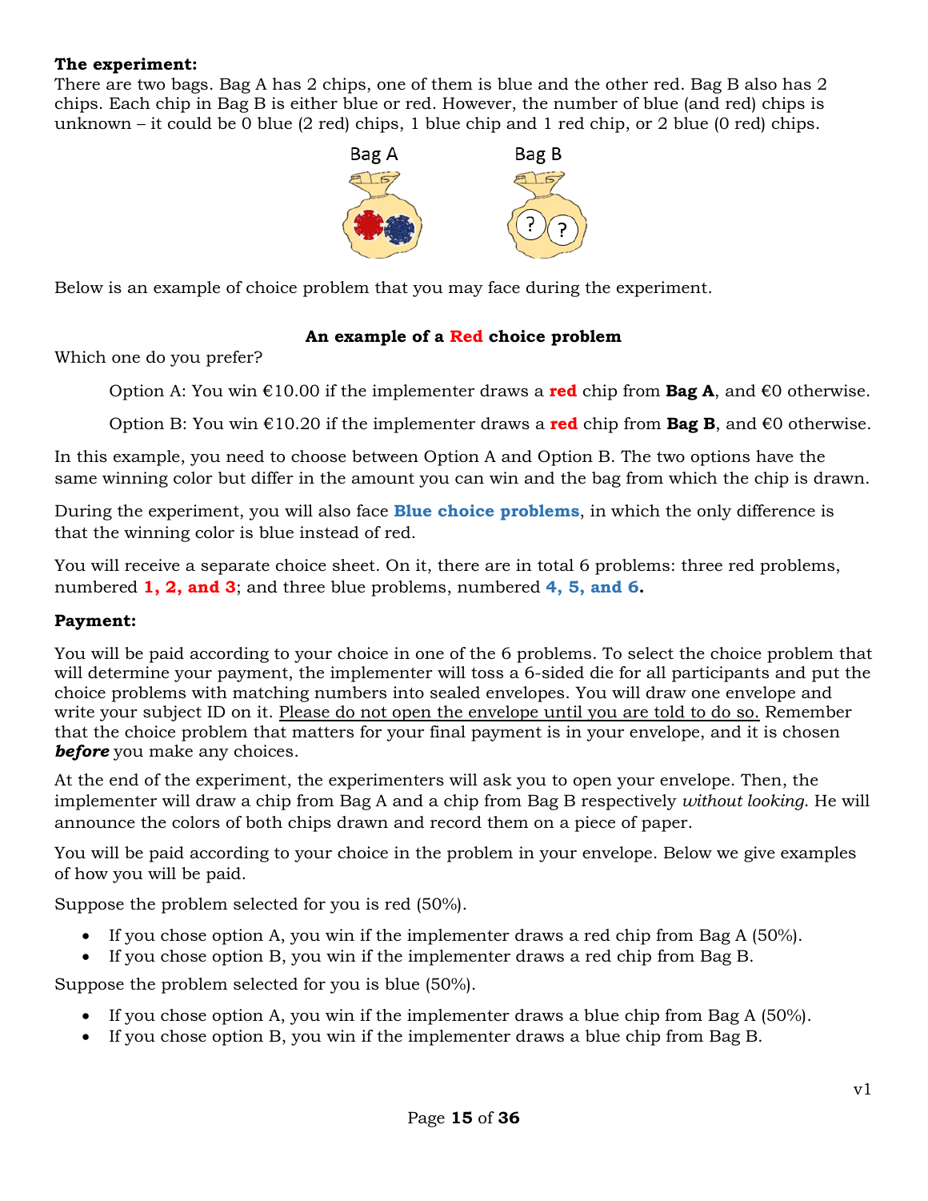**The experiment:**
There are two bags. Bag A has 2 chips, one of them is blue and the other red. Bag B also has 2 chips. Each chip in Bag B is either blue or red. However, the number of blue (and red) chips is unknown – it could be 0 blue (2 red) chips, 1 blue chip and 1 red chip, or 2 blue (0 red) chips.

Bag A  Bag B

Below is an example of choice problem that you may face during the experiment.

**An example of a Red choice problem**

Which one do you prefer?

> Option A: You win €10.00 if the implementer draws a **red** chip from **Bag A**, and €0 otherwise.
>
> Option B: You win €10.20 if the implementer draws a **red** chip from **Bag B**, and €0 otherwise.

In this example, you need to choose between Option A and Option B. The two options have the same winning color but differ in the amount you can win and the bag from which the chip is drawn.

During the experiment, you will also face **Blue choice problems**, in which the only difference is that the winning color is blue instead of red.

You will receive a separate choice sheet. On it, there are in total 6 problems: three red problems, numbered **1, 2, and 3**; and three blue problems, numbered **4, 5, and 6.**

**Payment:**

You will be paid according to your choice in one of the 6 problems. To select the choice problem that will determine your payment, the implementer will toss a 6-sided die for all participants and put the choice problems with matching numbers into sealed envelopes. You will draw one envelope and write your subject ID on it. Please do not open the envelope until you are told to do so. Remember that the choice problem that matters for your final payment is in your envelope, and it is chosen ***before*** you make any choices.

At the end of the experiment, the experimenters will ask you to open your envelope. Then, the implementer will draw a chip from Bag A and a chip from Bag B respectively *without looking*. He will announce the colors of both chips drawn and record them on a piece of paper.

You will be paid according to your choice in the problem in your envelope. Below we give examples of how you will be paid.

Suppose the problem selected for you is red (50%).

- If you chose option A, you win if the implementer draws a red chip from Bag A (50%).
- If you chose option B, you win if the implementer draws a red chip from Bag B.

Suppose the problem selected for you is blue (50%).

- If you chose option A, you win if the implementer draws a blue chip from Bag A (50%).
- If you chose option B, you win if the implementer draws a blue chip from Bag B.

v1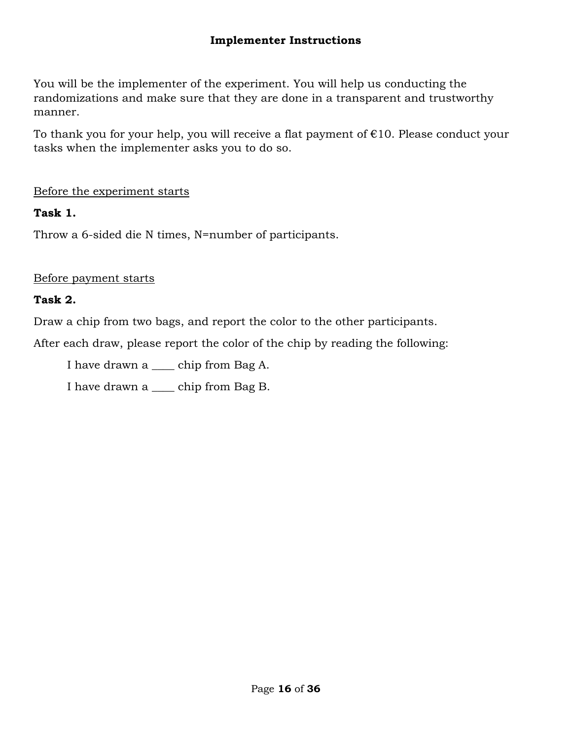## Implementer Instructions

You will be the implementer of the experiment. You will help us conducting the randomizations and make sure that they are done in a transparent and trustworthy manner.

To thank you for your help, you will receive a flat payment of €10. Please conduct your tasks when the implementer asks you to do so.

<u>Before the experiment starts</u>

**Task 1.**

Throw a 6-sided die N times, N=number of participants.

<u>Before payment starts</u>

**Task 2.**

Draw a chip from two bags, and report the color to the other participants.

After each draw, please report the color of the chip by reading the following:

> I have drawn a ____ chip from Bag A.
>
> I have drawn a ____ chip from Bag B.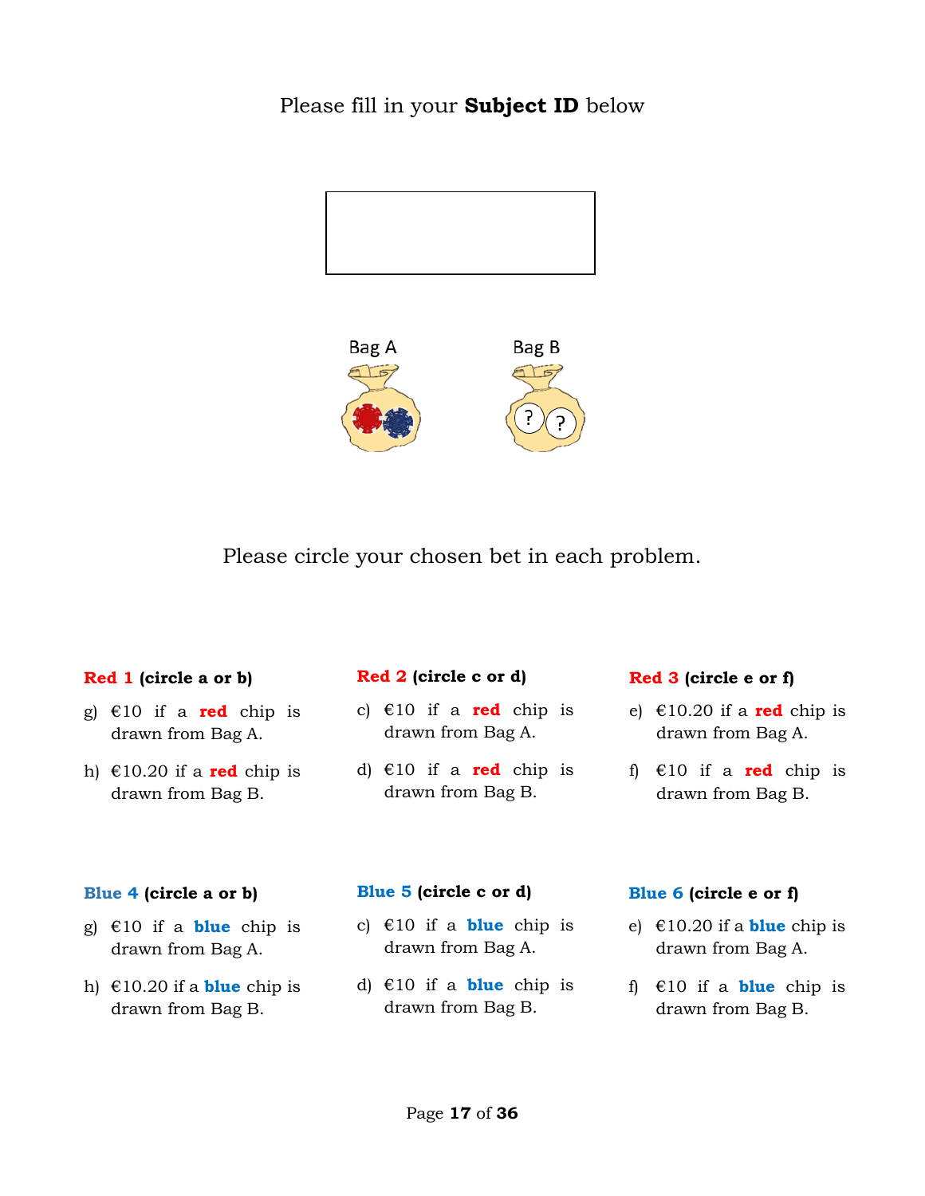Please fill in your **Subject ID** below

Bag A

Bag B

Please circle your chosen bet in each problem.

**Red 1 (circle a or b)**

g) €10 if a **red** chip is drawn from Bag A.

h) €10.20 if a **red** chip is drawn from Bag B.

**Red 2 (circle c or d)**

c) €10 if a **red** chip is drawn from Bag A.

d) €10 if a **red** chip is drawn from Bag B.

**Red 3 (circle e or f)**

e) €10.20 if a **red** chip is drawn from Bag A.

f) €10 if a **red** chip is drawn from Bag B.

**Blue 4 (circle a or b)**

g) €10 if a **blue** chip is drawn from Bag A.

h) €10.20 if a **blue** chip is drawn from Bag B.

**Blue 5 (circle c or d)**

c) €10 if a **blue** chip is drawn from Bag A.

d) €10 if a **blue** chip is drawn from Bag B.

**Blue 6 (circle e or f)**

e) €10.20 if a **blue** chip is drawn from Bag A.

f) €10 if a **blue** chip is drawn from Bag B.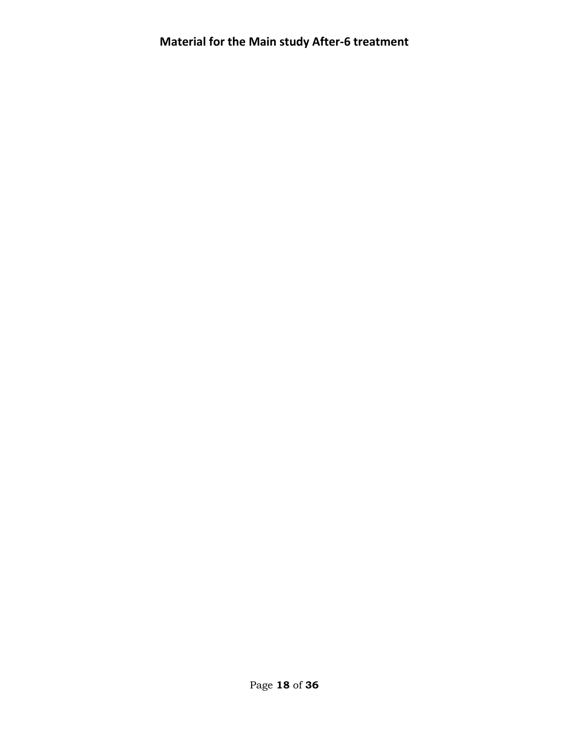# Material for the Main study After-6 treatment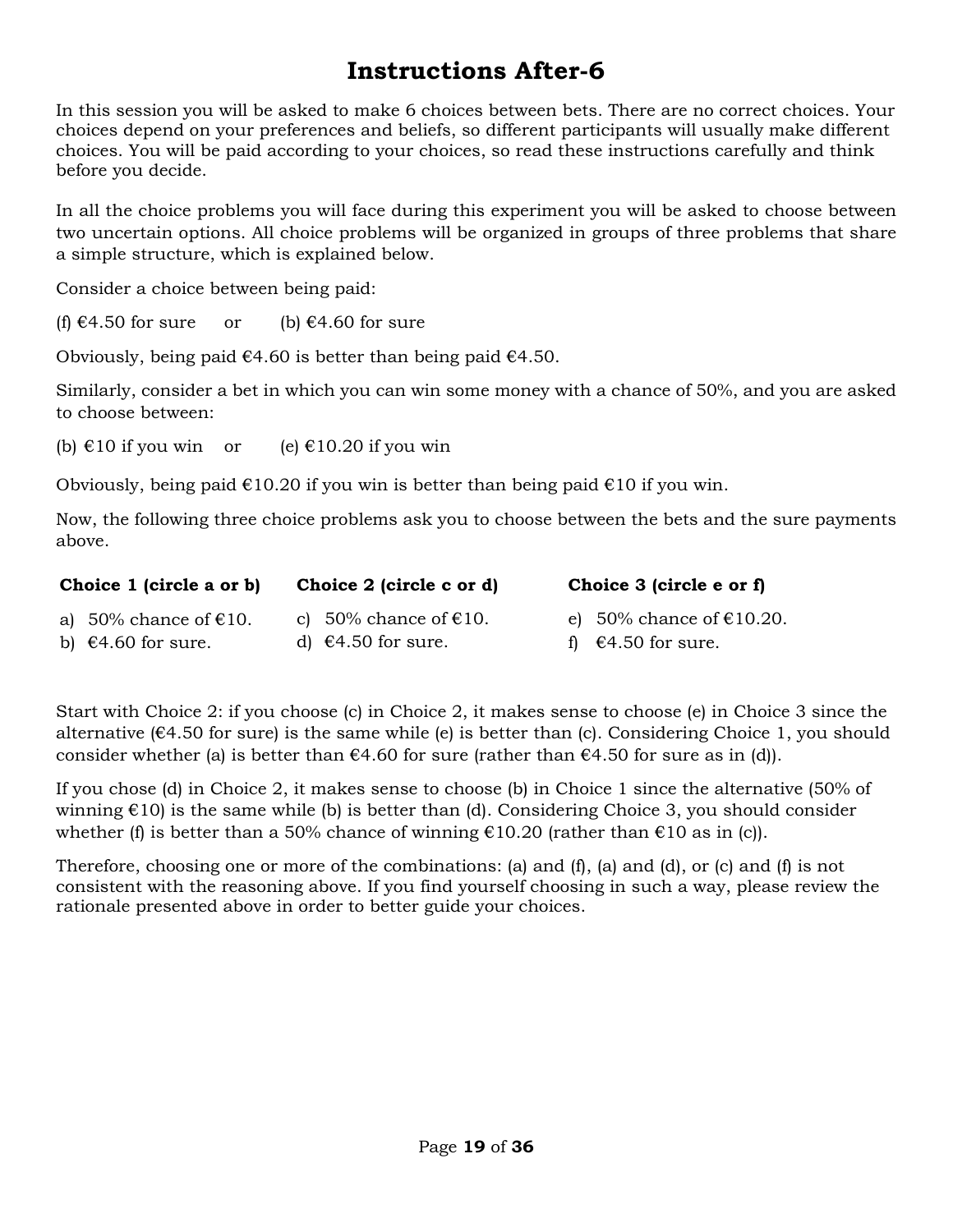# Instructions After-6

In this session you will be asked to make 6 choices between bets. There are no correct choices. Your choices depend on your preferences and beliefs, so different participants will usually make different choices. You will be paid according to your choices, so read these instructions carefully and think before you decide.

In all the choice problems you will face during this experiment you will be asked to choose between two uncertain options. All choice problems will be organized in groups of three problems that share a simple structure, which is explained below.

Consider a choice between being paid:

(f) €4.50 for sure      or      (b) €4.60 for sure

Obviously, being paid €4.60 is better than being paid €4.50.

Similarly, consider a bet in which you can win some money with a chance of 50%, and you are asked to choose between:

(b) €10 if you win      or      (e) €10.20 if you win

Obviously, being paid €10.20 if you win is better than being paid €10 if you win.

Now, the following three choice problems ask you to choose between the bets and the sure payments above.

| **Choice 1 (circle a or b)** | **Choice 2 (circle c or d)** | **Choice 3 (circle e or f)** |
|---|---|---|
| a) 50% chance of €10. | c) 50% chance of €10. | e) 50% chance of €10.20. |
| b) €4.60 for sure. | d) €4.50 for sure. | f) €4.50 for sure. |

Start with Choice 2: if you choose (c) in Choice 2, it makes sense to choose (e) in Choice 3 since the alternative (€4.50 for sure) is the same while (e) is better than (c). Considering Choice 1, you should consider whether (a) is better than €4.60 for sure (rather than €4.50 for sure as in (d)).

If you chose (d) in Choice 2, it makes sense to choose (b) in Choice 1 since the alternative (50% of winning €10) is the same while (b) is better than (d). Considering Choice 3, you should consider whether (f) is better than a 50% chance of winning €10.20 (rather than €10 as in (c)).

Therefore, choosing one or more of the combinations: (a) and (f), (a) and (d), or (c) and (f) is not consistent with the reasoning above. If you find yourself choosing in such a way, please review the rationale presented above in order to better guide your choices.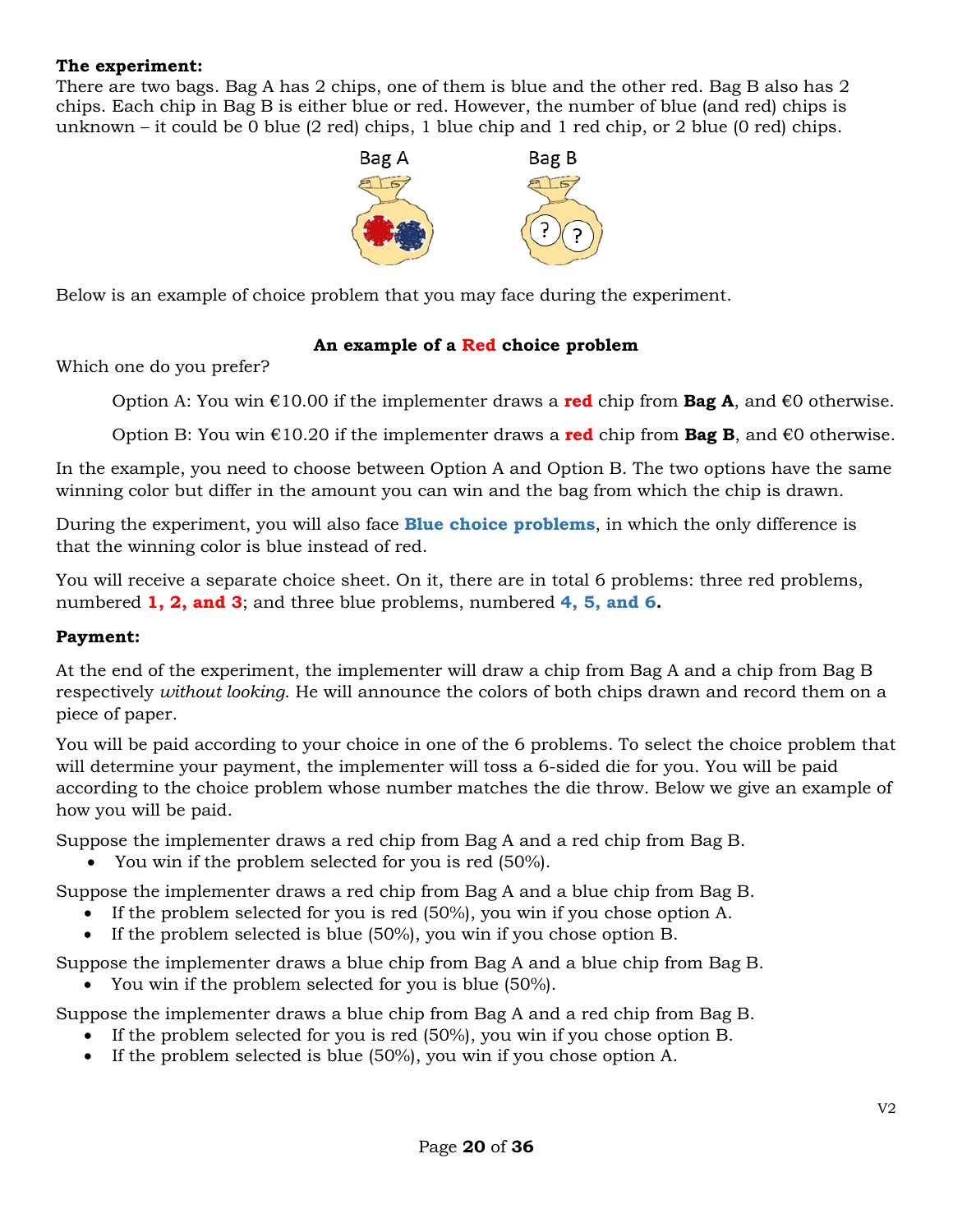**The experiment:**

There are two bags. Bag A has 2 chips, one of them is blue and the other red. Bag B also has 2 chips. Each chip in Bag B is either blue or red. However, the number of blue (and red) chips is unknown – it could be 0 blue (2 red) chips, 1 blue chip and 1 red chip, or 2 blue (0 red) chips.

Bag A Bag B

Below is an example of choice problem that you may face during the experiment.

**An example of a Red choice problem**

Which one do you prefer?

> Option A: You win €10.00 if the implementer draws a **red** chip from **Bag A**, and €0 otherwise.
>
> Option B: You win €10.20 if the implementer draws a **red** chip from **Bag B**, and €0 otherwise.

In the example, you need to choose between Option A and Option B. The two options have the same winning color but differ in the amount you can win and the bag from which the chip is drawn.

During the experiment, you will also face **Blue choice problems**, in which the only difference is that the winning color is blue instead of red.

You will receive a separate choice sheet. On it, there are in total 6 problems: three red problems, numbered **1, 2, and 3**; and three blue problems, numbered **4, 5, and 6.**

**Payment:**

At the end of the experiment, the implementer will draw a chip from Bag A and a chip from Bag B respectively *without looking*. He will announce the colors of both chips drawn and record them on a piece of paper.

You will be paid according to your choice in one of the 6 problems. To select the choice problem that will determine your payment, the implementer will toss a 6-sided die for you. You will be paid according to the choice problem whose number matches the die throw. Below we give an example of how you will be paid.

Suppose the implementer draws a red chip from Bag A and a red chip from Bag B.

- You win if the problem selected for you is red (50%).

Suppose the implementer draws a red chip from Bag A and a blue chip from Bag B.

- If the problem selected for you is red (50%), you win if you chose option A.
- If the problem selected is blue (50%), you win if you chose option B.

Suppose the implementer draws a blue chip from Bag A and a blue chip from Bag B.

- You win if the problem selected for you is blue (50%).

Suppose the implementer draws a blue chip from Bag A and a red chip from Bag B.

- If the problem selected for you is red (50%), you win if you chose option B.
- If the problem selected is blue (50%), you win if you chose option A.

V2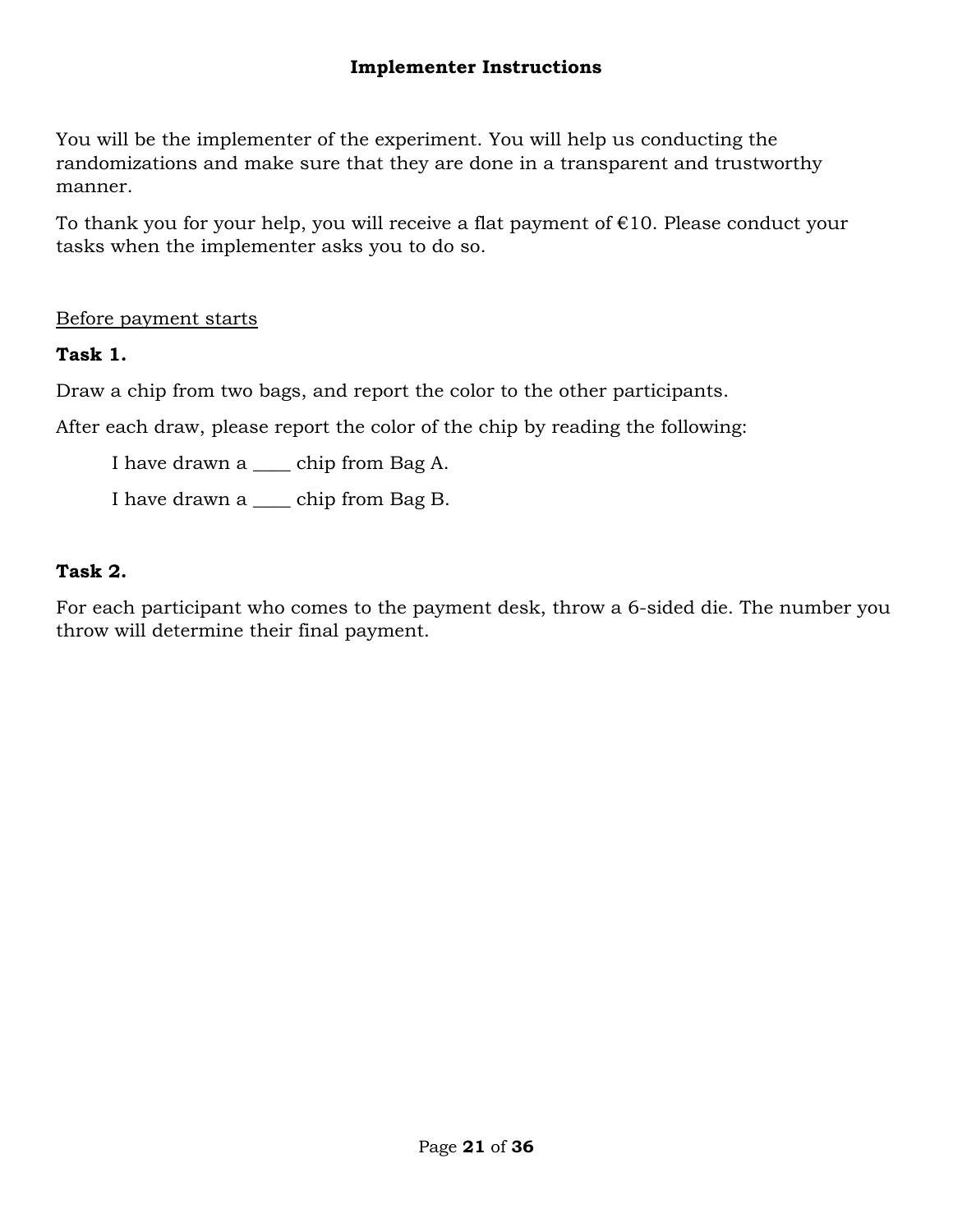## Implementer Instructions

You will be the implementer of the experiment. You will help us conducting the randomizations and make sure that they are done in a transparent and trustworthy manner.

To thank you for your help, you will receive a flat payment of €10. Please conduct your tasks when the implementer asks you to do so.

<u>Before payment starts</u>

**Task 1.**

Draw a chip from two bags, and report the color to the other participants.

After each draw, please report the color of the chip by reading the following:

> I have drawn a ____ chip from Bag A.
>
> I have drawn a ____ chip from Bag B.

**Task 2.**

For each participant who comes to the payment desk, throw a 6-sided die. The number you throw will determine their final payment.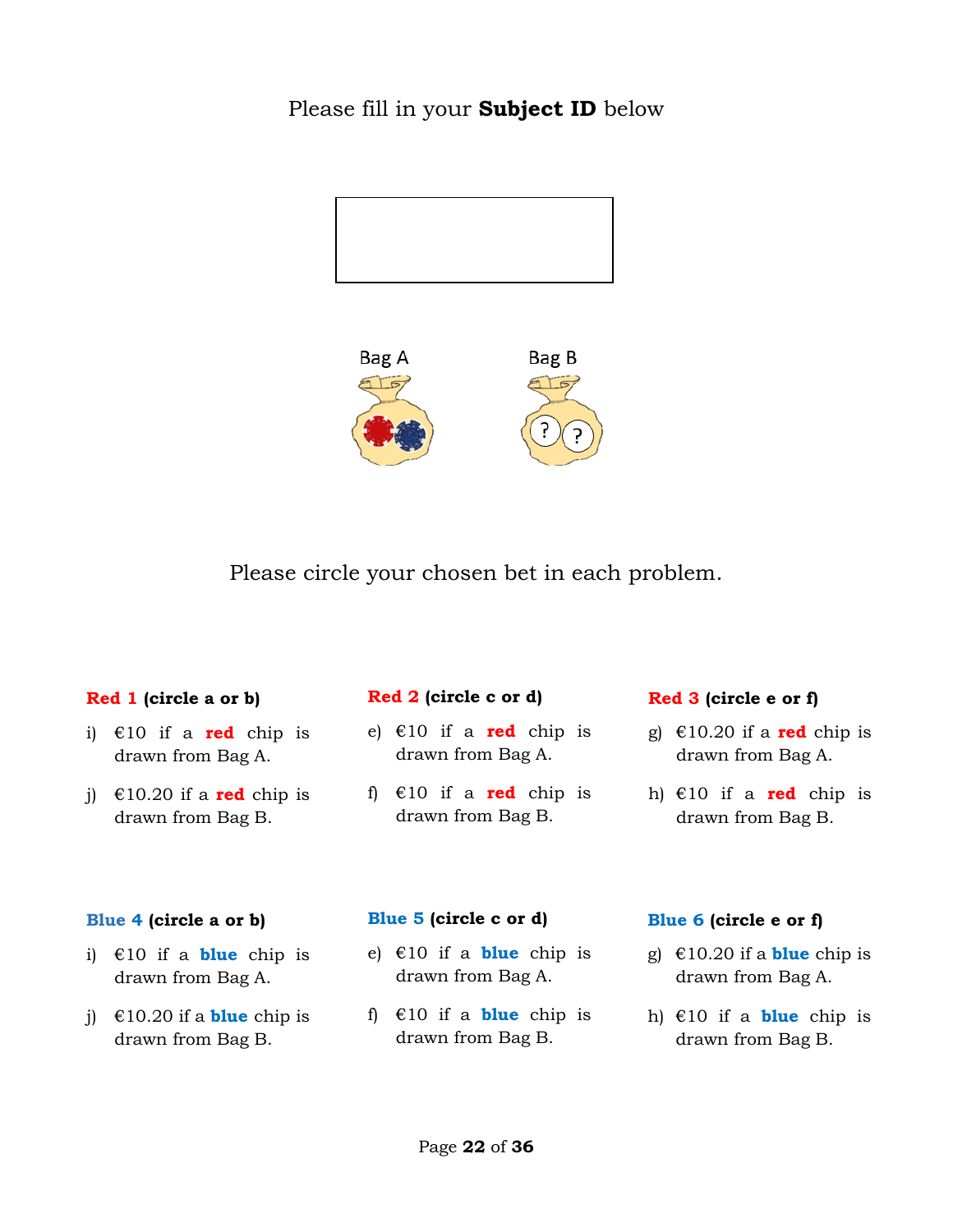Please fill in your **Subject ID** below

Bag A

Bag B

Please circle your chosen bet in each problem.

**Red 1 (circle a or b)**

i) €10 if a **red** chip is drawn from Bag A.

j) €10.20 if a **red** chip is drawn from Bag B.

**Red 2 (circle c or d)**

e) €10 if a **red** chip is drawn from Bag A.

f) €10 if a **red** chip is drawn from Bag B.

**Red 3 (circle e or f)**

g) €10.20 if a **red** chip is drawn from Bag A.

h) €10 if a **red** chip is drawn from Bag B.

**Blue 4 (circle a or b)**

i) €10 if a **blue** chip is drawn from Bag A.

j) €10.20 if a **blue** chip is drawn from Bag B.

**Blue 5 (circle c or d)**

e) €10 if a **blue** chip is drawn from Bag A.

f) €10 if a **blue** chip is drawn from Bag B.

**Blue 6 (circle e or f)**

g) €10.20 if a **blue** chip is drawn from Bag A.

h) €10 if a **blue** chip is drawn from Bag B.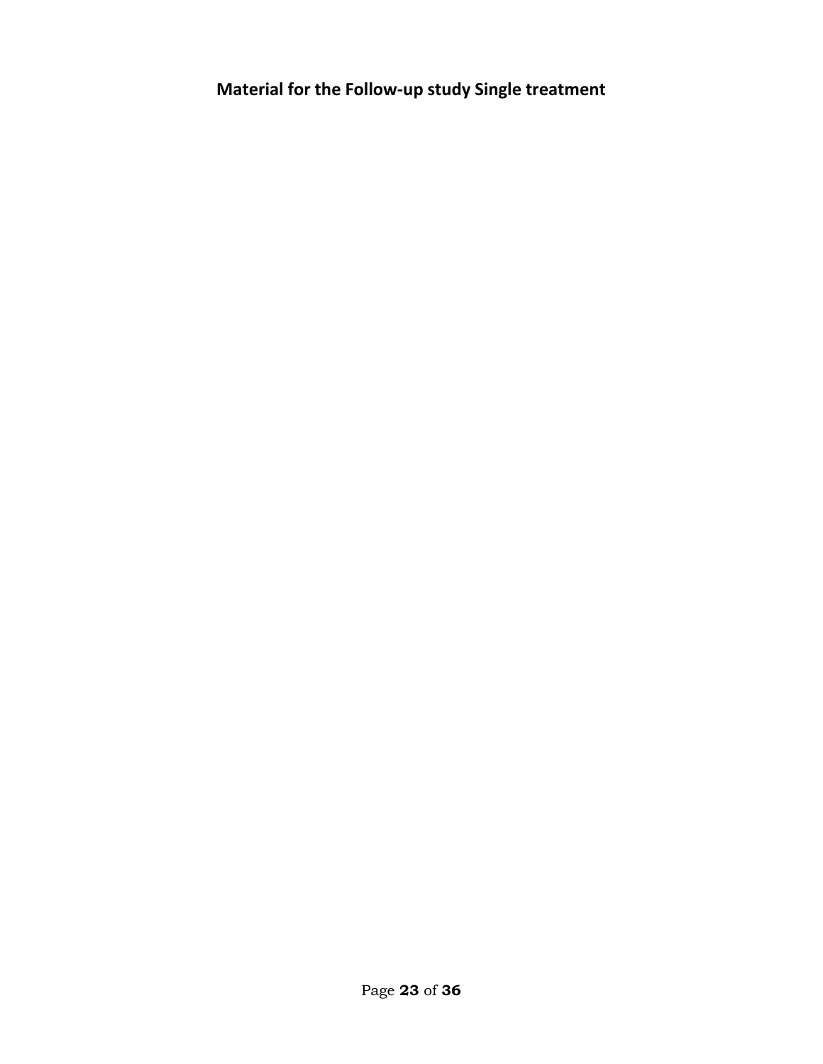## Material for the Follow-up study Single treatment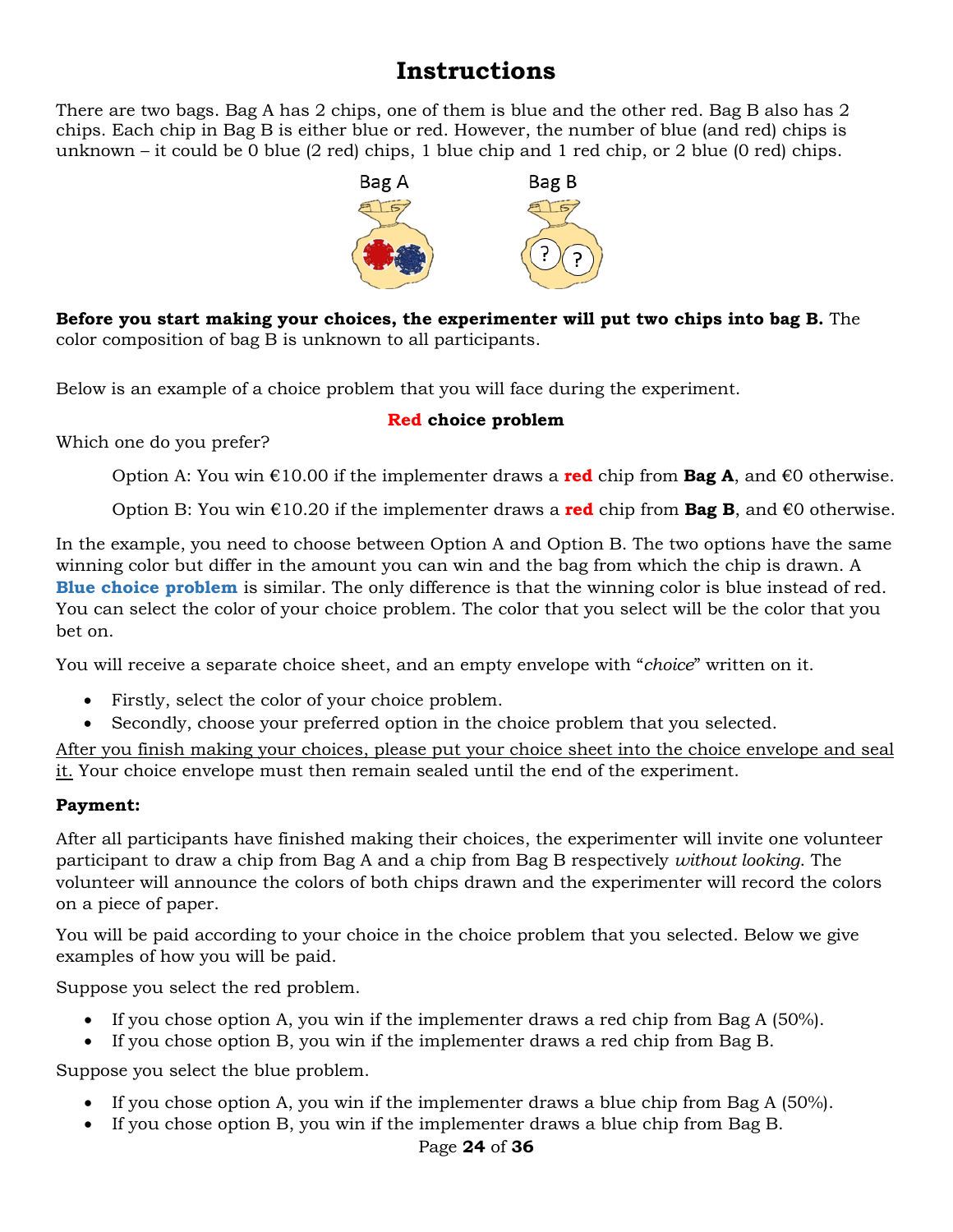# Instructions

There are two bags. Bag A has 2 chips, one of them is blue and the other red. Bag B also has 2 chips. Each chip in Bag B is either blue or red. However, the number of blue (and red) chips is unknown – it could be 0 blue (2 red) chips, 1 blue chip and 1 red chip, or 2 blue (0 red) chips.

Bag A Bag B

**Before you start making your choices, the experimenter will put two chips into bag B.** The color composition of bag B is unknown to all participants.

Below is an example of a choice problem that you will face during the experiment.

**Red choice problem**

Which one do you prefer?

> Option A: You win €10.00 if the implementer draws a **red** chip from **Bag A**, and €0 otherwise.
>
> Option B: You win €10.20 if the implementer draws a **red** chip from **Bag B**, and €0 otherwise.

In the example, you need to choose between Option A and Option B. The two options have the same winning color but differ in the amount you can win and the bag from which the chip is drawn. A **Blue choice problem** is similar. The only difference is that the winning color is blue instead of red. You can select the color of your choice problem. The color that you select will be the color that you bet on.

You will receive a separate choice sheet, and an empty envelope with "*choice*" written on it.

- Firstly, select the color of your choice problem.
- Secondly, choose your preferred option in the choice problem that you selected.

<u>After you finish making your choices, please put your choice sheet into the choice envelope and seal it.</u> Your choice envelope must then remain sealed until the end of the experiment.

**Payment:**

After all participants have finished making their choices, the experimenter will invite one volunteer participant to draw a chip from Bag A and a chip from Bag B respectively *without looking*. The volunteer will announce the colors of both chips drawn and the experimenter will record the colors on a piece of paper.

You will be paid according to your choice in the choice problem that you selected. Below we give examples of how you will be paid.

Suppose you select the red problem.

- If you chose option A, you win if the implementer draws a red chip from Bag A (50%).
- If you chose option B, you win if the implementer draws a red chip from Bag B.

Suppose you select the blue problem.

- If you chose option A, you win if the implementer draws a blue chip from Bag A (50%).
- If you chose option B, you win if the implementer draws a blue chip from Bag B.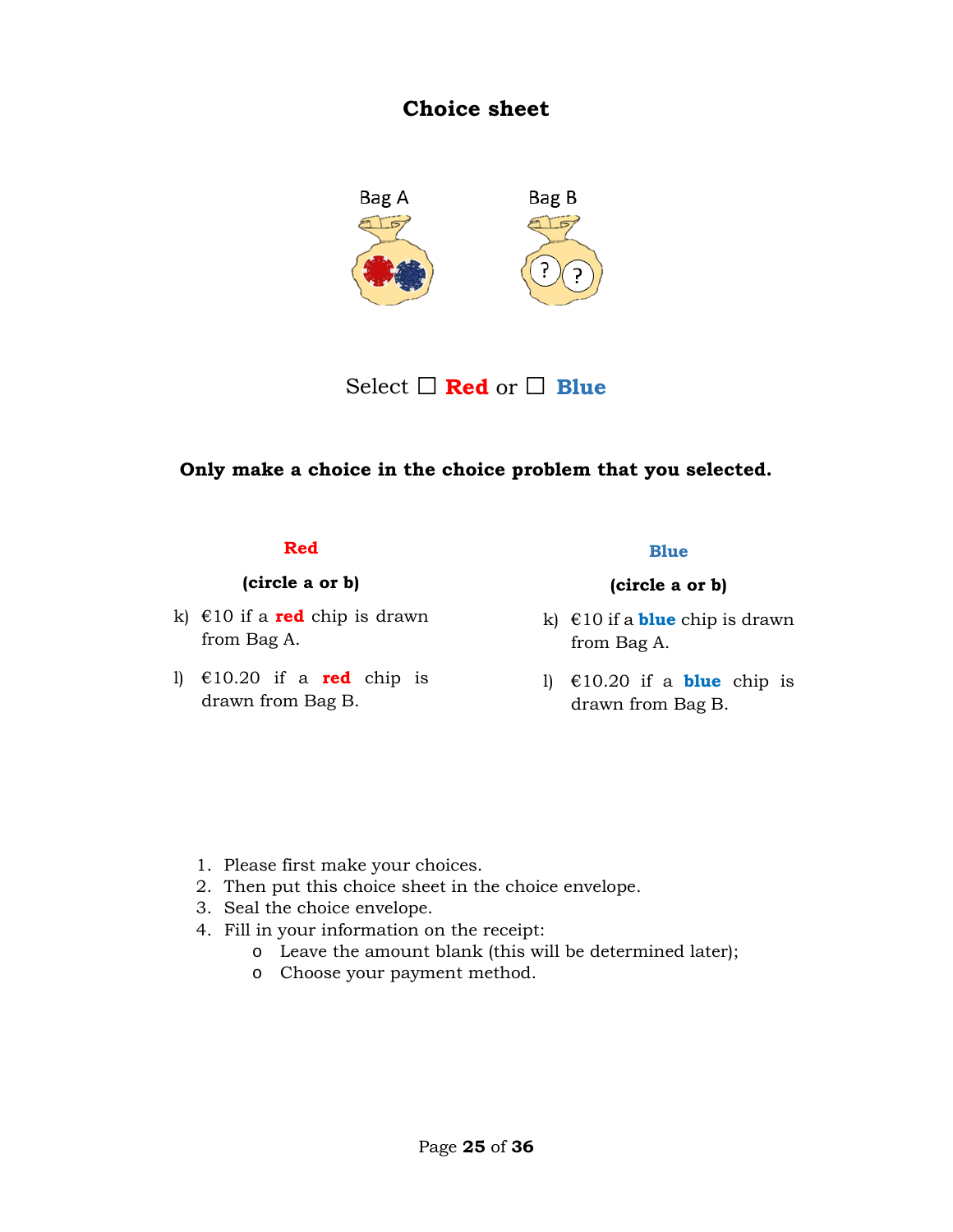## Choice sheet

Bag A    Bag B

Select ☐ **Red** or ☐ **Blue**

**Only make a choice in the choice problem that you selected.**

**Red**

**(circle a or b)**

k) €10 if a **red** chip is drawn from Bag A.

l) €10.20 if a **red** chip is drawn from Bag B.

**Blue**

**(circle a or b)**

k) €10 if a **blue** chip is drawn from Bag A.

l) €10.20 if a **blue** chip is drawn from Bag B.

1. Please first make your choices.
2. Then put this choice sheet in the choice envelope.
3. Seal the choice envelope.
4. Fill in your information on the receipt:
   - Leave the amount blank (this will be determined later);
   - Choose your payment method.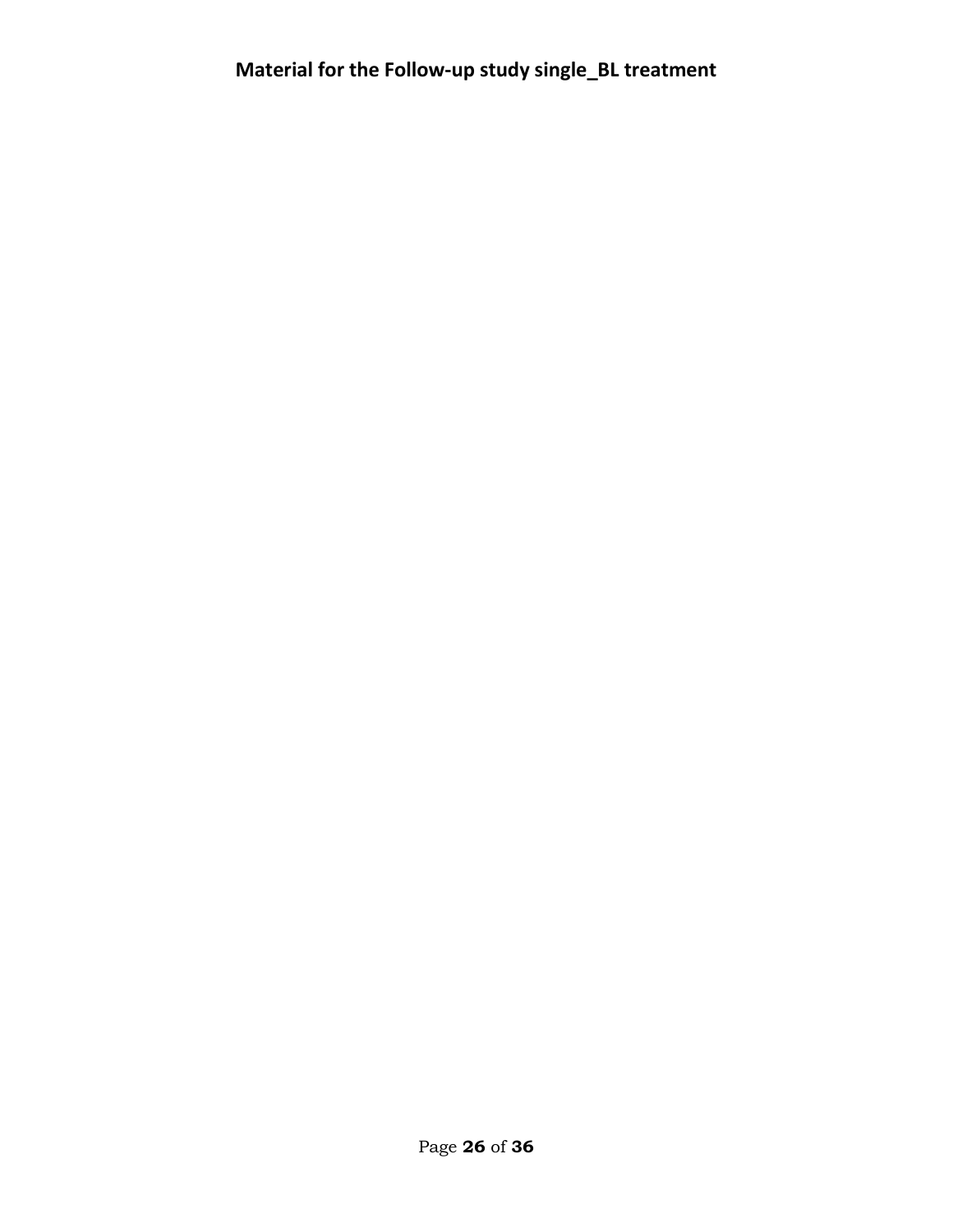# Material for the Follow-up study single_BL treatment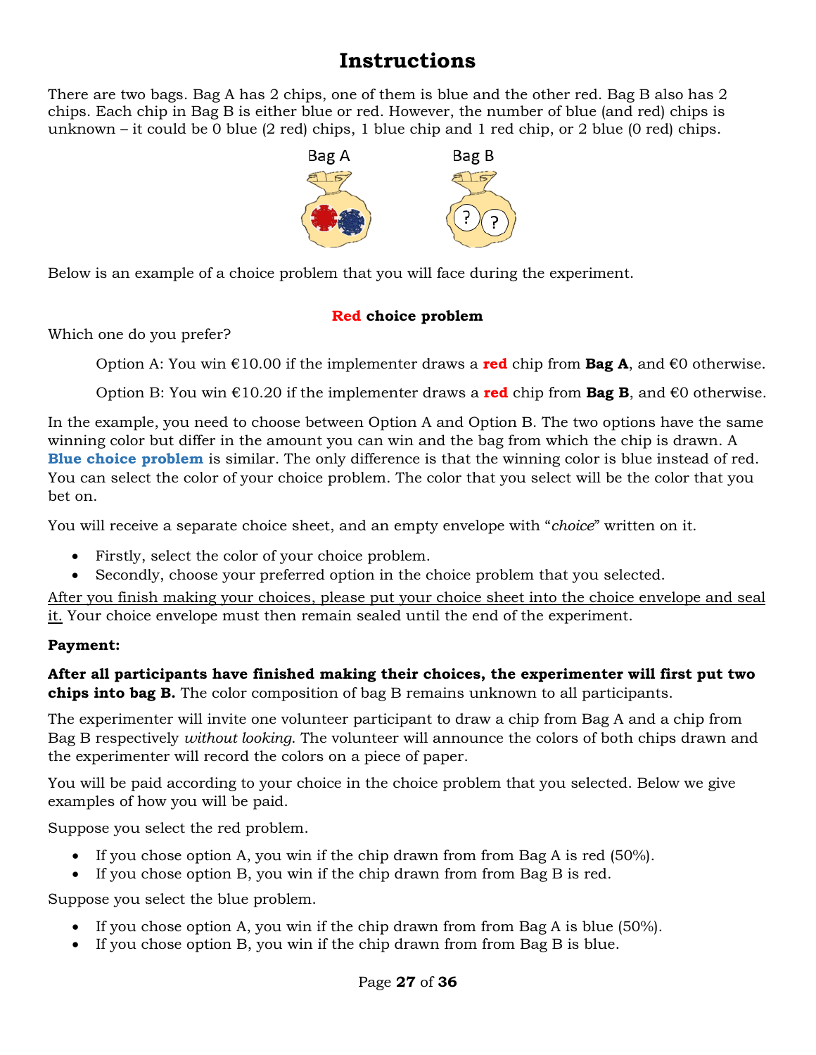# Instructions

There are two bags. Bag A has 2 chips, one of them is blue and the other red. Bag B also has 2 chips. Each chip in Bag B is either blue or red. However, the number of blue (and red) chips is unknown – it could be 0 blue (2 red) chips, 1 blue chip and 1 red chip, or 2 blue (0 red) chips.

Bag A Bag B

Below is an example of a choice problem that you will face during the experiment.

**Red choice problem**

Which one do you prefer?

> Option A: You win €10.00 if the implementer draws a **red** chip from **Bag A**, and €0 otherwise.
>
> Option B: You win €10.20 if the implementer draws a **red** chip from **Bag B**, and €0 otherwise.

In the example, you need to choose between Option A and Option B. The two options have the same winning color but differ in the amount you can win and the bag from which the chip is drawn. A **Blue choice problem** is similar. The only difference is that the winning color is blue instead of red. You can select the color of your choice problem. The color that you select will be the color that you bet on.

You will receive a separate choice sheet, and an empty envelope with "*choice*" written on it.

- Firstly, select the color of your choice problem.
- Secondly, choose your preferred option in the choice problem that you selected.

After you finish making your choices, please put your choice sheet into the choice envelope and seal it. Your choice envelope must then remain sealed until the end of the experiment.

**Payment:**

**After all participants have finished making their choices, the experimenter will first put two chips into bag B.** The color composition of bag B remains unknown to all participants.

The experimenter will invite one volunteer participant to draw a chip from Bag A and a chip from Bag B respectively *without looking*. The volunteer will announce the colors of both chips drawn and the experimenter will record the colors on a piece of paper.

You will be paid according to your choice in the choice problem that you selected. Below we give examples of how you will be paid.

Suppose you select the red problem.

- If you chose option A, you win if the chip drawn from from Bag A is red (50%).
- If you chose option B, you win if the chip drawn from from Bag B is red.

Suppose you select the blue problem.

- If you chose option A, you win if the chip drawn from from Bag A is blue (50%).
- If you chose option B, you win if the chip drawn from from Bag B is blue.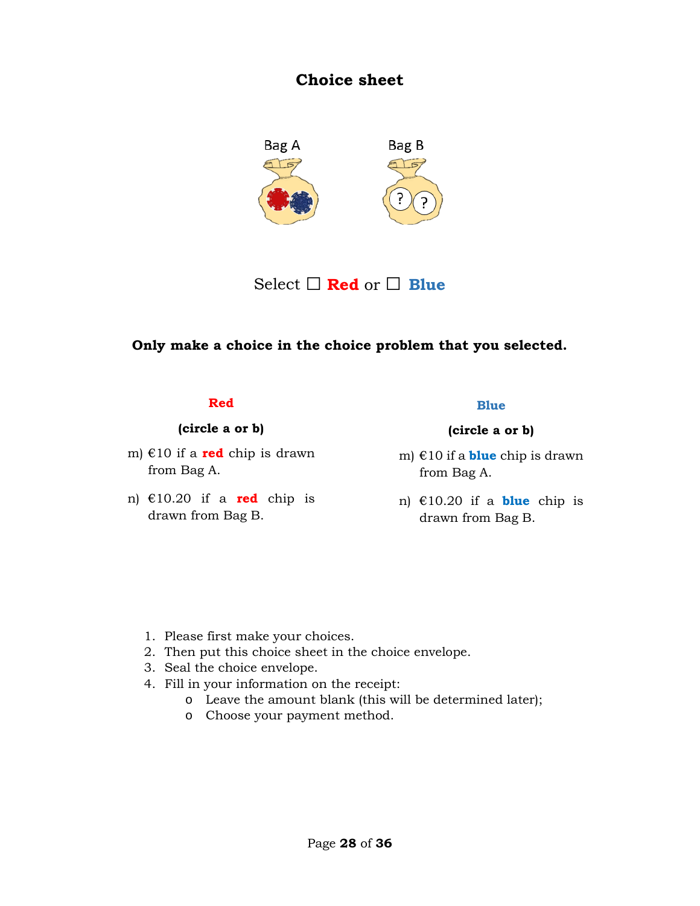## Choice sheet

Bag A Bag B

Select ☐ **Red** or ☐ **Blue**

**Only make a choice in the choice problem that you selected.**

**Red**

**(circle a or b)**

m) €10 if a **red** chip is drawn from Bag A.

n) €10.20 if a **red** chip is drawn from Bag B.

**Blue**

**(circle a or b)**

m) €10 if a **blue** chip is drawn from Bag A.

n) €10.20 if a **blue** chip is drawn from Bag B.

1. Please first make your choices.
2. Then put this choice sheet in the choice envelope.
3. Seal the choice envelope.
4. Fill in your information on the receipt:
   - Leave the amount blank (this will be determined later);
   - Choose your payment method.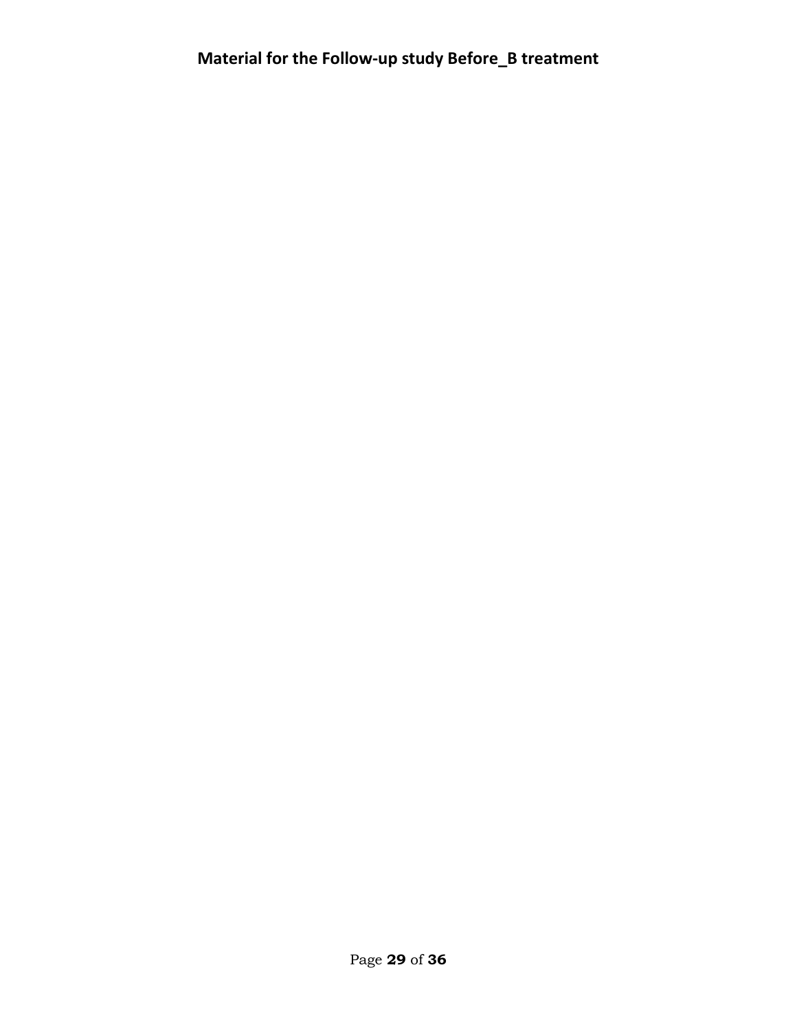# Material for the Follow-up study Before_B treatment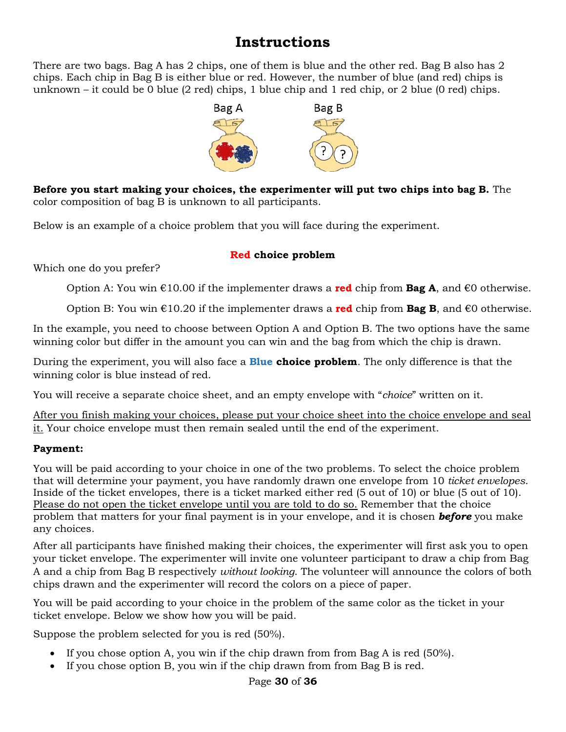# Instructions

There are two bags. Bag A has 2 chips, one of them is blue and the other red. Bag B also has 2 chips. Each chip in Bag B is either blue or red. However, the number of blue (and red) chips is unknown – it could be 0 blue (2 red) chips, 1 blue chip and 1 red chip, or 2 blue (0 red) chips.

**Before you start making your choices, the experimenter will put two chips into bag B.** The color composition of bag B is unknown to all participants.

Below is an example of a choice problem that you will face during the experiment.

**Red choice problem**

Which one do you prefer?

Option A: You win €10.00 if the implementer draws a **red** chip from **Bag A**, and €0 otherwise.

Option B: You win €10.20 if the implementer draws a **red** chip from **Bag B**, and €0 otherwise.

In the example, you need to choose between Option A and Option B. The two options have the same winning color but differ in the amount you can win and the bag from which the chip is drawn.

During the experiment, you will also face a **Blue choice problem**. The only difference is that the winning color is blue instead of red.

You will receive a separate choice sheet, and an empty envelope with "*choice*" written on it.

After you finish making your choices, please put your choice sheet into the choice envelope and seal it. Your choice envelope must then remain sealed until the end of the experiment.

**Payment:**

You will be paid according to your choice in one of the two problems. To select the choice problem that will determine your payment, you have randomly drawn one envelope from 10 *ticket envelopes*. Inside of the ticket envelopes, there is a ticket marked either red (5 out of 10) or blue (5 out of 10). Please do not open the ticket envelope until you are told to do so. Remember that the choice problem that matters for your final payment is in your envelope, and it is chosen ***before*** you make any choices.

After all participants have finished making their choices, the experimenter will first ask you to open your ticket envelope. The experimenter will invite one volunteer participant to draw a chip from Bag A and a chip from Bag B respectively *without looking*. The volunteer will announce the colors of both chips drawn and the experimenter will record the colors on a piece of paper.

You will be paid according to your choice in the problem of the same color as the ticket in your ticket envelope. Below we show how you will be paid.

Suppose the problem selected for you is red (50%).

- If you chose option A, you win if the chip drawn from from Bag A is red (50%).
- If you chose option B, you win if the chip drawn from from Bag B is red.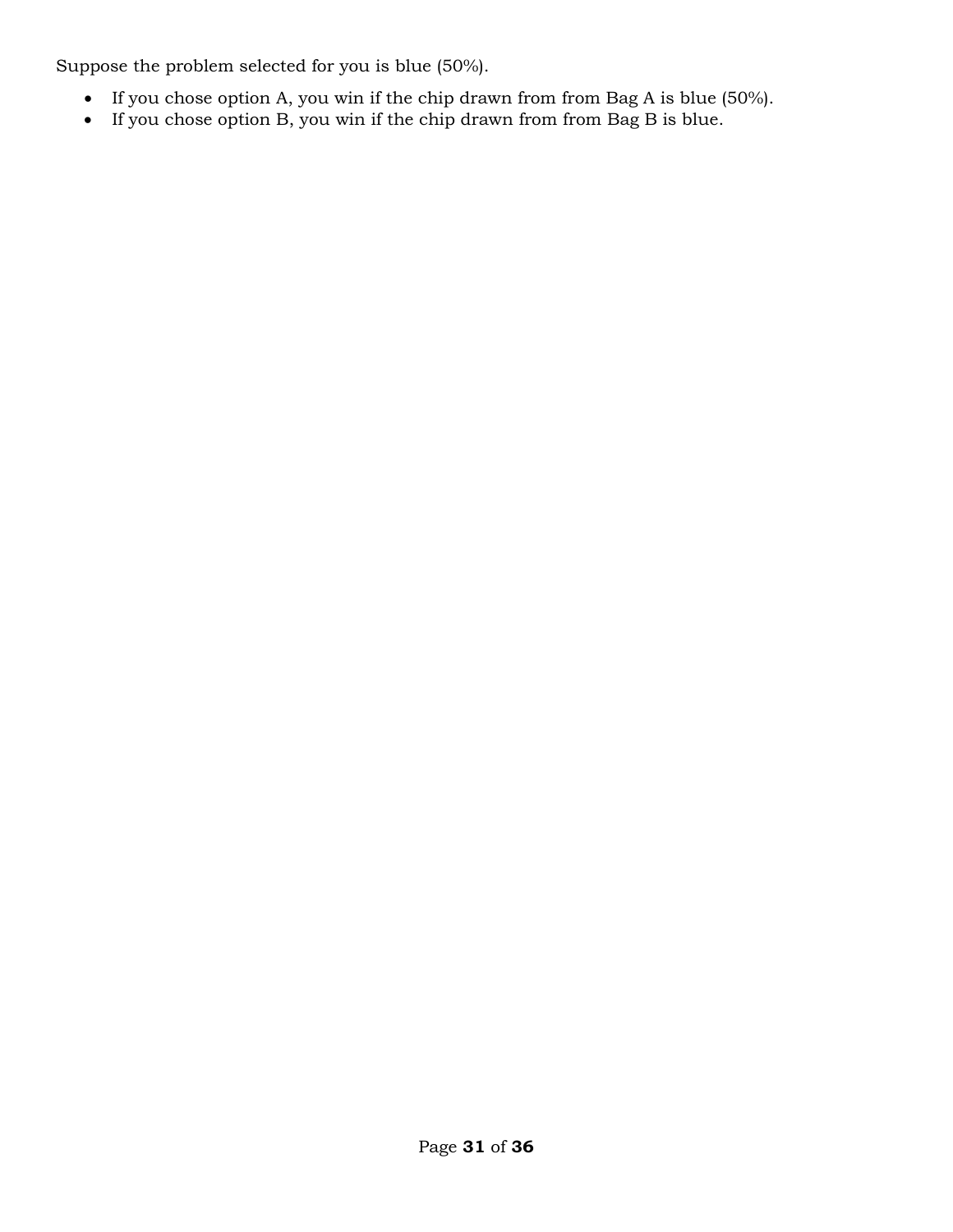Suppose the problem selected for you is blue (50%).

- If you chose option A, you win if the chip drawn from from Bag A is blue (50%).
- If you chose option B, you win if the chip drawn from from Bag B is blue.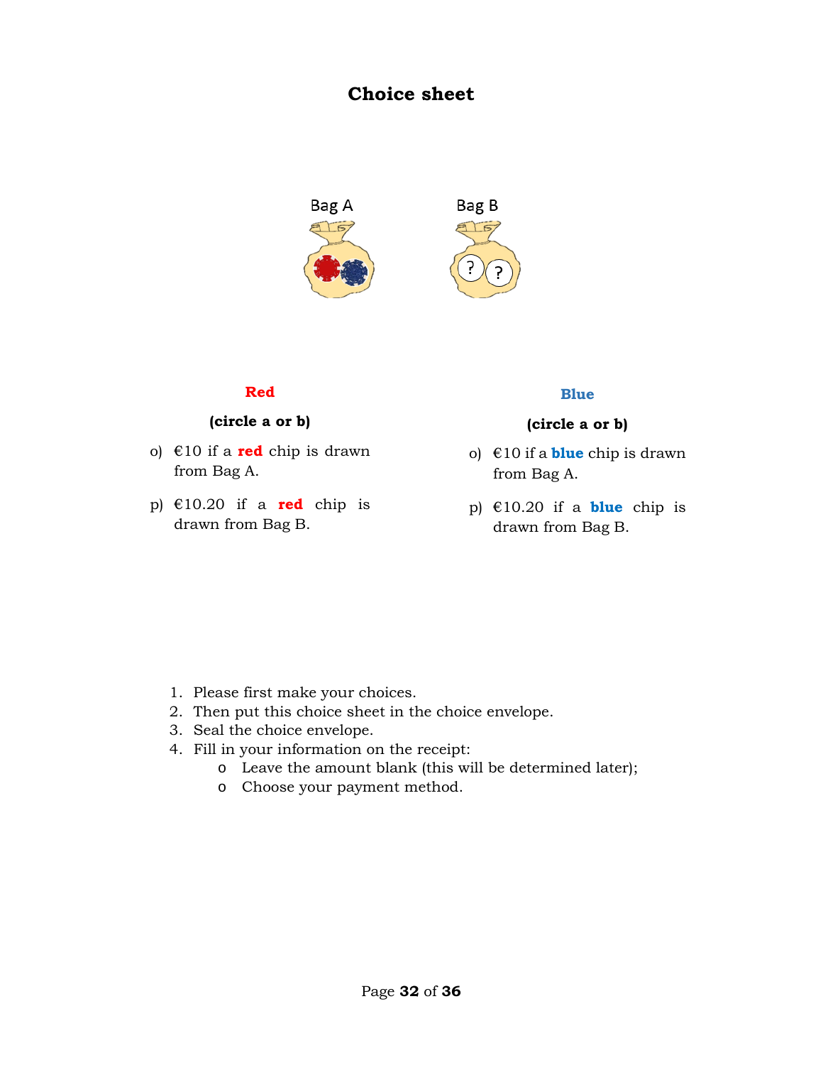# Choice sheet

Bag A    Bag B

**Red**

**(circle a or b)**

o) €10 if a **red** chip is drawn from Bag A.

p) €10.20 if a **red** chip is drawn from Bag B.

**Blue**

**(circle a or b)**

o) €10 if a **blue** chip is drawn from Bag A.

p) €10.20 if a **blue** chip is drawn from Bag B.

1. Please first make your choices.
2. Then put this choice sheet in the choice envelope.
3. Seal the choice envelope.
4. Fill in your information on the receipt:
   - Leave the amount blank (this will be determined later);
   - Choose your payment method.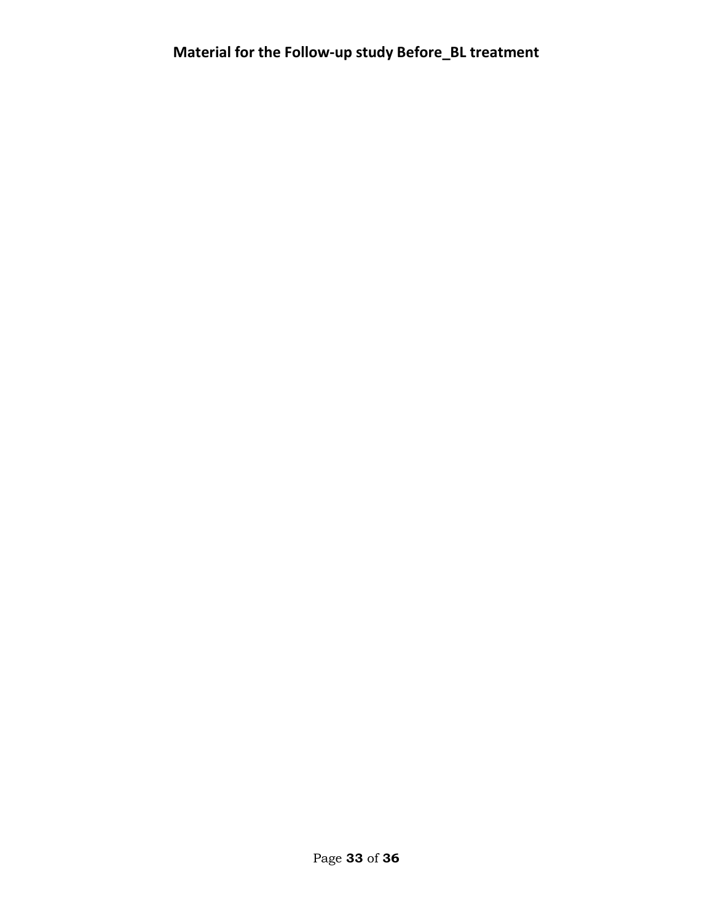# Material for the Follow-up study Before_BL treatment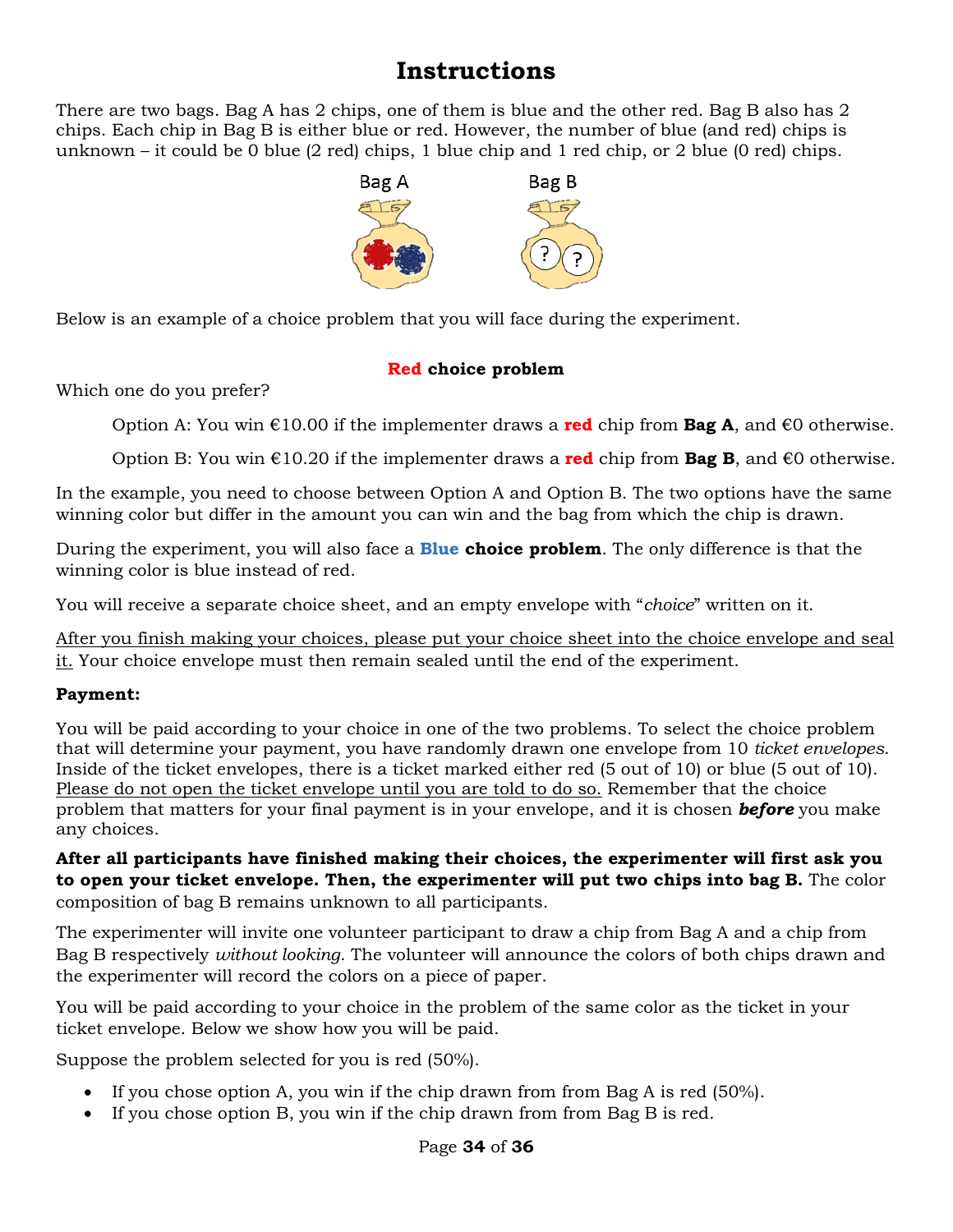# Instructions

There are two bags. Bag A has 2 chips, one of them is blue and the other red. Bag B also has 2 chips. Each chip in Bag B is either blue or red. However, the number of blue (and red) chips is unknown – it could be 0 blue (2 red) chips, 1 blue chip and 1 red chip, or 2 blue (0 red) chips.

Bag A Bag B

Below is an example of a choice problem that you will face during the experiment.

**Red choice problem**

Which one do you prefer?

> Option A: You win €10.00 if the implementer draws a **red** chip from **Bag A**, and €0 otherwise.
>
> Option B: You win €10.20 if the implementer draws a **red** chip from **Bag B**, and €0 otherwise.

In the example, you need to choose between Option A and Option B. The two options have the same winning color but differ in the amount you can win and the bag from which the chip is drawn.

During the experiment, you will also face a **Blue choice problem**. The only difference is that the winning color is blue instead of red.

You will receive a separate choice sheet, and an empty envelope with "*choice*" written on it.

After you finish making your choices, please put your choice sheet into the choice envelope and seal it. Your choice envelope must then remain sealed until the end of the experiment.

**Payment:**

You will be paid according to your choice in one of the two problems. To select the choice problem that will determine your payment, you have randomly drawn one envelope from 10 *ticket envelopes*. Inside of the ticket envelopes, there is a ticket marked either red (5 out of 10) or blue (5 out of 10). Please do not open the ticket envelope until you are told to do so. Remember that the choice problem that matters for your final payment is in your envelope, and it is chosen ***before*** you make any choices.

**After all participants have finished making their choices, the experimenter will first ask you to open your ticket envelope. Then, the experimenter will put two chips into bag B.** The color composition of bag B remains unknown to all participants.

The experimenter will invite one volunteer participant to draw a chip from Bag A and a chip from Bag B respectively *without looking*. The volunteer will announce the colors of both chips drawn and the experimenter will record the colors on a piece of paper.

You will be paid according to your choice in the problem of the same color as the ticket in your ticket envelope. Below we show how you will be paid.

Suppose the problem selected for you is red (50%).

- If you chose option A, you win if the chip drawn from from Bag A is red (50%).
- If you chose option B, you win if the chip drawn from from Bag B is red.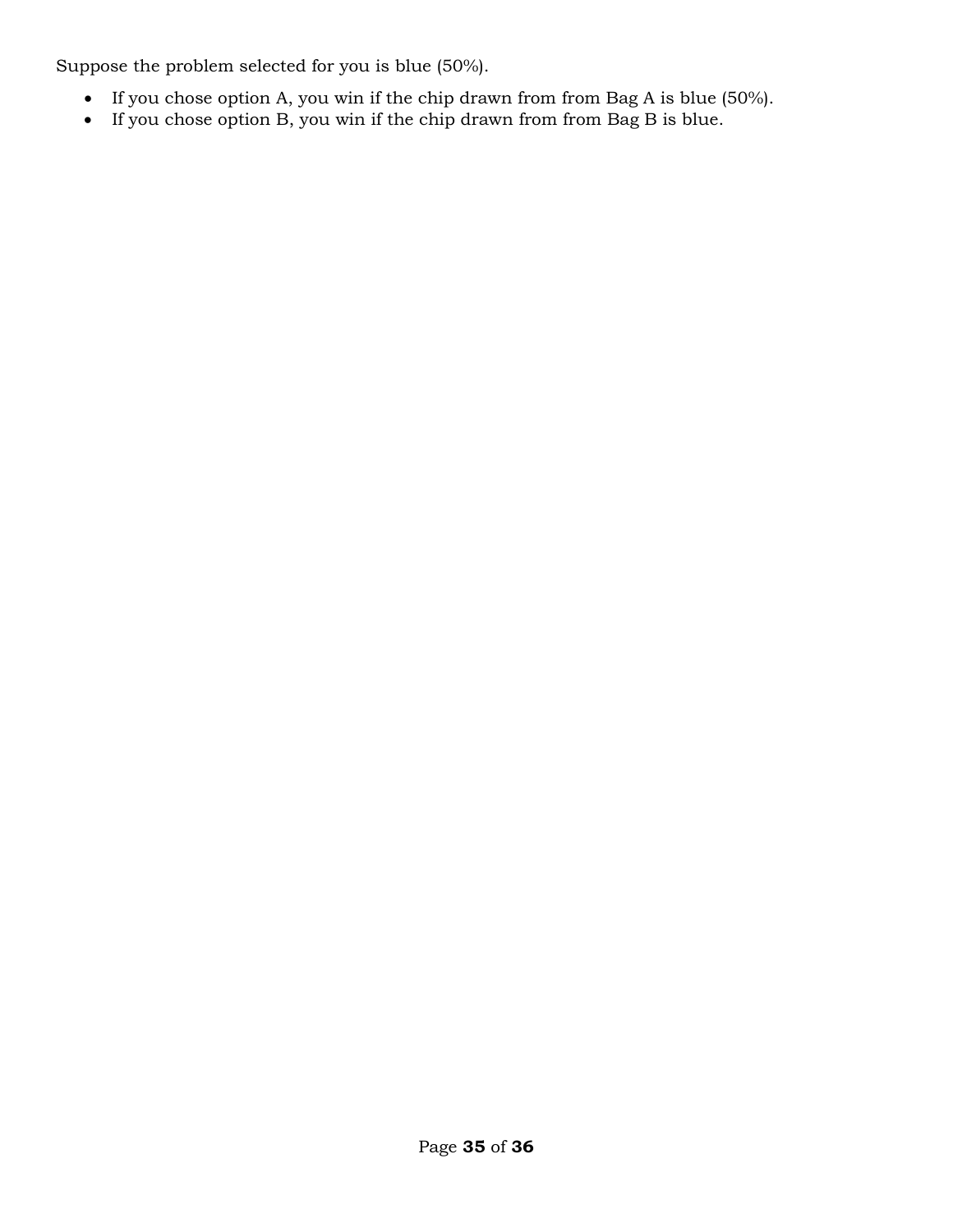Suppose the problem selected for you is blue (50%).

- If you chose option A, you win if the chip drawn from from Bag A is blue (50%).
- If you chose option B, you win if the chip drawn from from Bag B is blue.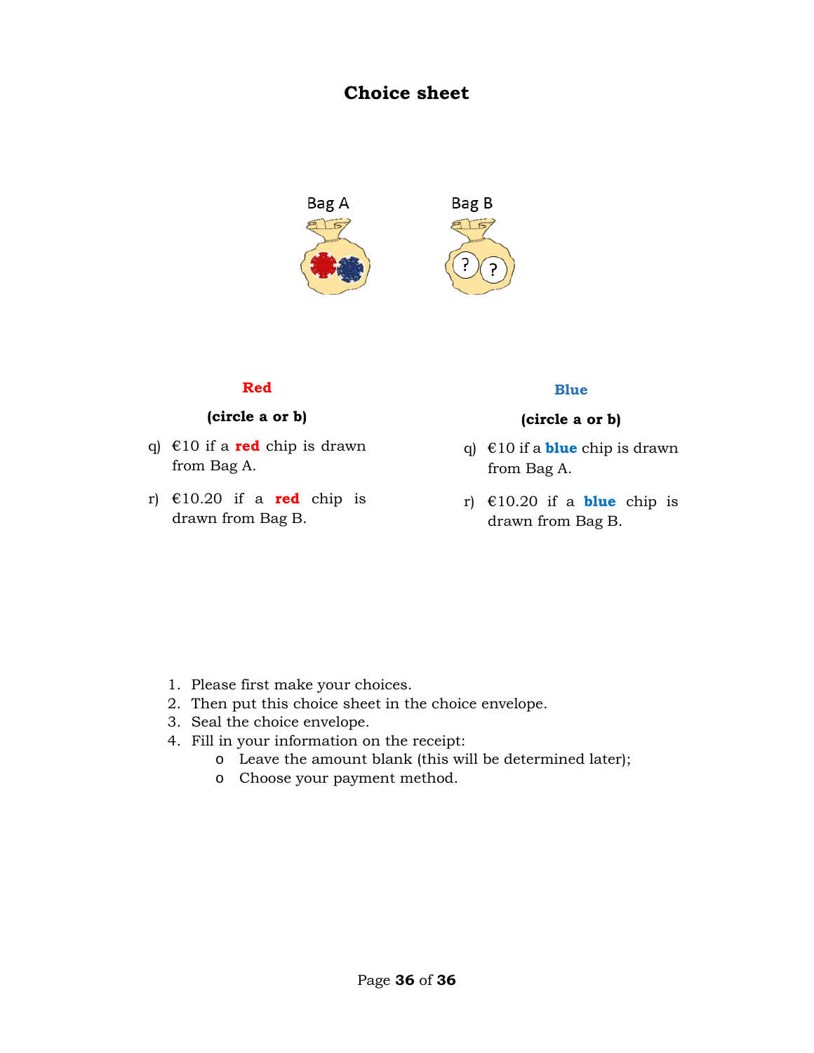# Choice sheet

Bag A

Bag B

**Red**

**(circle a or b)**

q) €10 if a **red** chip is drawn from Bag A.

r) €10.20 if a **red** chip is drawn from Bag B.

**Blue**

**(circle a or b)**

q) €10 if a **blue** chip is drawn from Bag A.

r) €10.20 if a **blue** chip is drawn from Bag B.

1. Please first make your choices.
2. Then put this choice sheet in the choice envelope.
3. Seal the choice envelope.
4. Fill in your information on the receipt:
   - Leave the amount blank (this will be determined later);
   - Choose your payment method.